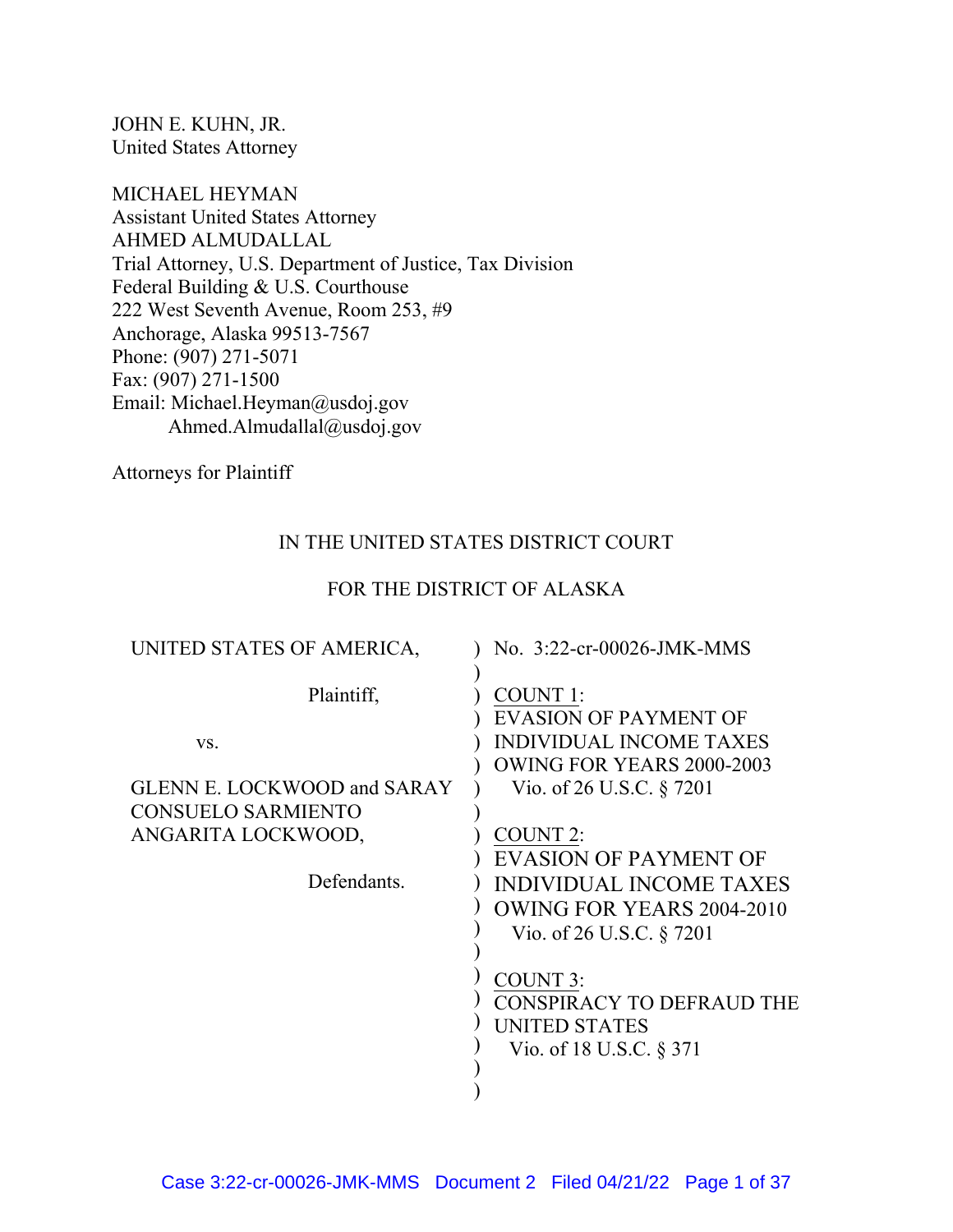JOHN E. KUHN, JR.
United States Attorney

MICHAEL HEYMAN
Assistant United States Attorney
AHMED ALMUDALLAL
Trial Attorney, U.S. Department of Justice, Tax Division
Federal Building & U.S. Courthouse
222 West Seventh Avenue, Room 253, #9
Anchorage, Alaska 99513-7567
Phone: (907) 271-5071
Fax: (907) 271-1500
Email: Michael.Heyman@usdoj.gov
Ahmed.Almudallal@usdoj.gov

Attorneys for Plaintiff

IN THE UNITED STATES DISTRICT COURT

FOR THE DISTRICT OF ALASKA

| | |
|---|---|
| UNITED STATES OF AMERICA,<br><br>Plaintiff,<br><br>vs.<br><br>GLENN E. LOCKWOOD and SARAY CONSUELO SARMIENTO ANGARITA LOCKWOOD,<br><br>Defendants. | No. 3:22-cr-00026-JMK-MMS<br><br>COUNT 1:<br>EVASION OF PAYMENT OF INDIVIDUAL INCOME TAXES OWING FOR YEARS 2000-2003<br>Vio. of 26 U.S.C. § 7201<br><br>COUNT 2:<br>EVASION OF PAYMENT OF INDIVIDUAL INCOME TAXES OWING FOR YEARS 2004-2010<br>Vio. of 26 U.S.C. § 7201<br><br>COUNT 3:<br>CONSPIRACY TO DEFRAUD THE UNITED STATES<br>Vio. of 18 U.S.C. § 371 |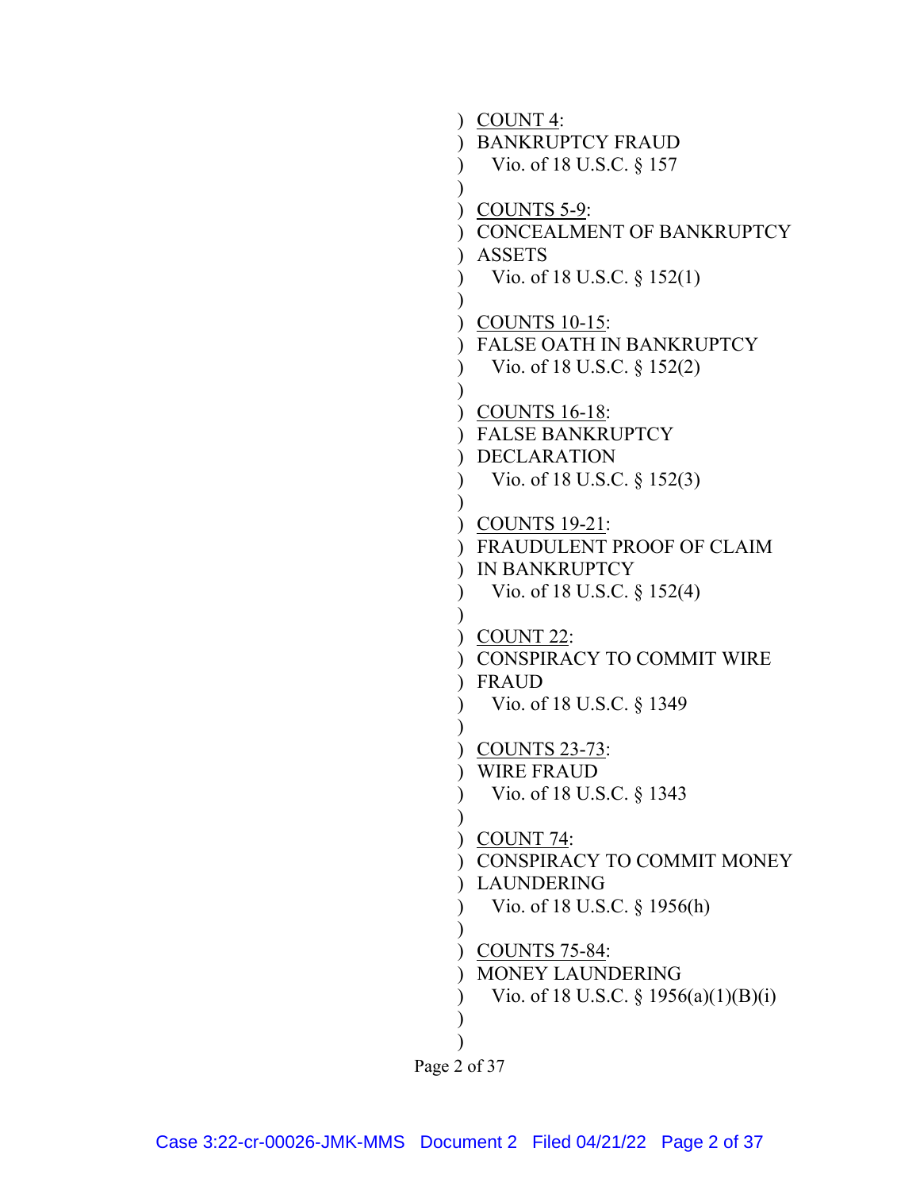<u>COUNT 4</u>:
BANKRUPTCY FRAUD
Vio. of 18 U.S.C. § 157

<u>COUNTS 5-9</u>:
CONCEALMENT OF BANKRUPTCY ASSETS
Vio. of 18 U.S.C. § 152(1)

<u>COUNTS 10-15</u>:
FALSE OATH IN BANKRUPTCY
Vio. of 18 U.S.C. § 152(2)

<u>COUNTS 16-18</u>:
FALSE BANKRUPTCY DECLARATION
Vio. of 18 U.S.C. § 152(3)

<u>COUNTS 19-21</u>:
FRAUDULENT PROOF OF CLAIM IN BANKRUPTCY
Vio. of 18 U.S.C. § 152(4)

<u>COUNT 22</u>:
CONSPIRACY TO COMMIT WIRE FRAUD
Vio. of 18 U.S.C. § 1349

<u>COUNTS 23-73</u>:
WIRE FRAUD
Vio. of 18 U.S.C. § 1343

<u>COUNT 74</u>:
CONSPIRACY TO COMMIT MONEY LAUNDERING
Vio. of 18 U.S.C. § 1956(h)

<u>COUNTS 75-84</u>:
MONEY LAUNDERING
Vio. of 18 U.S.C. § 1956(a)(1)(B)(i)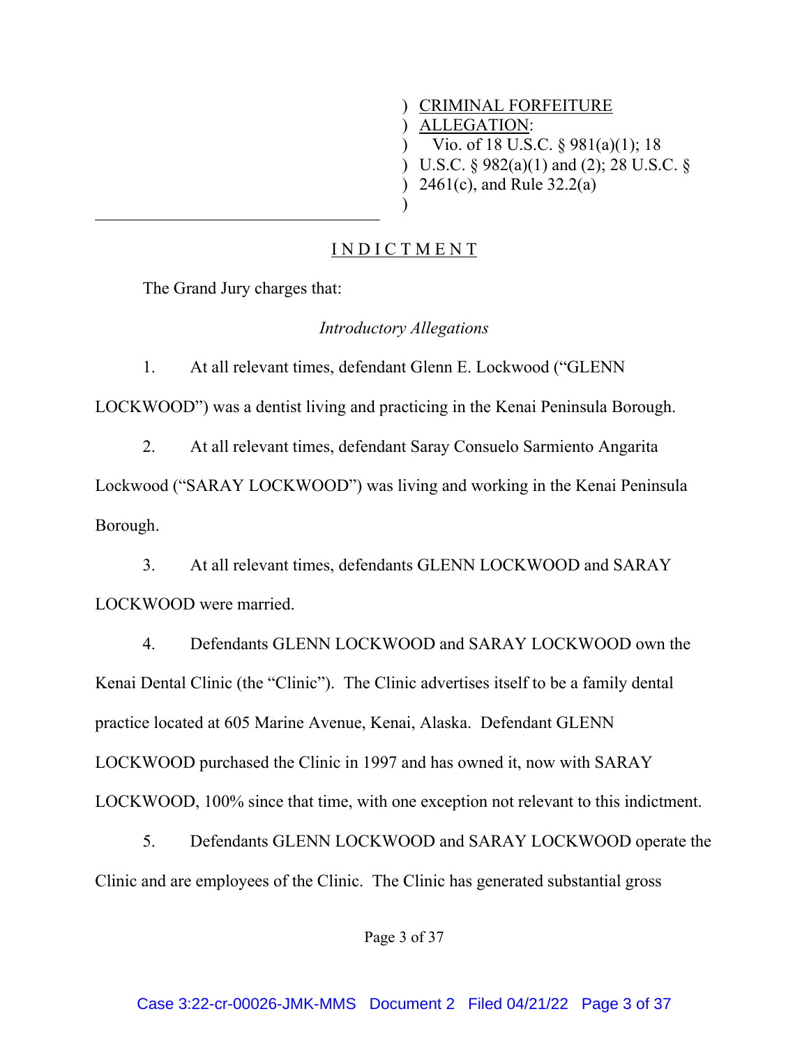) CRIMINAL FORFEITURE
) ALLEGATION:
) Vio. of 18 U.S.C. § 981(a)(1); 18
) U.S.C. § 982(a)(1) and (2); 28 U.S.C. §
) 2461(c), and Rule 32.2(a)
)

## INDICTMENT

The Grand Jury charges that:

*Introductory Allegations*

1. At all relevant times, defendant Glenn E. Lockwood ("GLENN LOCKWOOD") was a dentist living and practicing in the Kenai Peninsula Borough.

2. At all relevant times, defendant Saray Consuelo Sarmiento Angarita Lockwood ("SARAY LOCKWOOD") was living and working in the Kenai Peninsula Borough.

3. At all relevant times, defendants GLENN LOCKWOOD and SARAY LOCKWOOD were married.

4. Defendants GLENN LOCKWOOD and SARAY LOCKWOOD own the Kenai Dental Clinic (the "Clinic"). The Clinic advertises itself to be a family dental practice located at 605 Marine Avenue, Kenai, Alaska. Defendant GLENN LOCKWOOD purchased the Clinic in 1997 and has owned it, now with SARAY LOCKWOOD, 100% since that time, with one exception not relevant to this indictment.

5. Defendants GLENN LOCKWOOD and SARAY LOCKWOOD operate the Clinic and are employees of the Clinic. The Clinic has generated substantial gross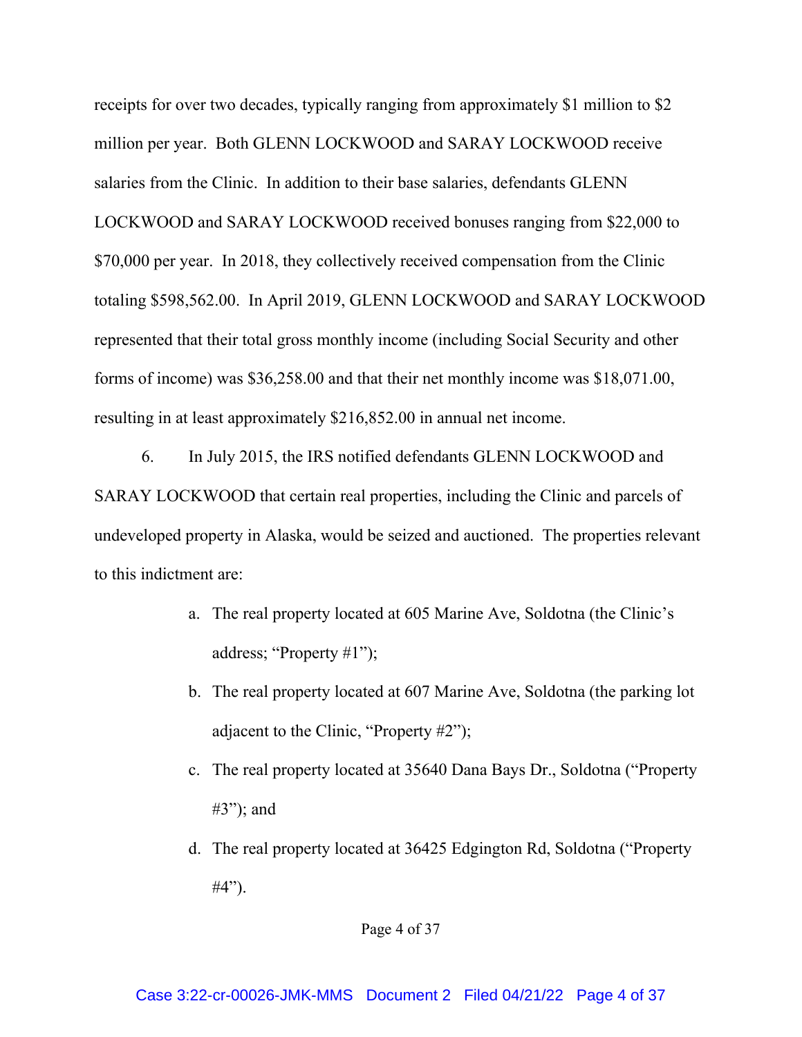receipts for over two decades, typically ranging from approximately $1 million to $2 million per year. Both GLENN LOCKWOOD and SARAY LOCKWOOD receive salaries from the Clinic. In addition to their base salaries, defendants GLENN LOCKWOOD and SARAY LOCKWOOD received bonuses ranging from $22,000 to $70,000 per year. In 2018, they collectively received compensation from the Clinic totaling $598,562.00. In April 2019, GLENN LOCKWOOD and SARAY LOCKWOOD represented that their total gross monthly income (including Social Security and other forms of income) was $36,258.00 and that their net monthly income was $18,071.00, resulting in at least approximately $216,852.00 in annual net income.

6. In July 2015, the IRS notified defendants GLENN LOCKWOOD and SARAY LOCKWOOD that certain real properties, including the Clinic and parcels of undeveloped property in Alaska, would be seized and auctioned. The properties relevant to this indictment are:

a. The real property located at 605 Marine Ave, Soldotna (the Clinic's address; "Property #1");

b. The real property located at 607 Marine Ave, Soldotna (the parking lot adjacent to the Clinic, "Property #2");

c. The real property located at 35640 Dana Bays Dr., Soldotna ("Property #3"); and

d. The real property located at 36425 Edgington Rd, Soldotna ("Property #4").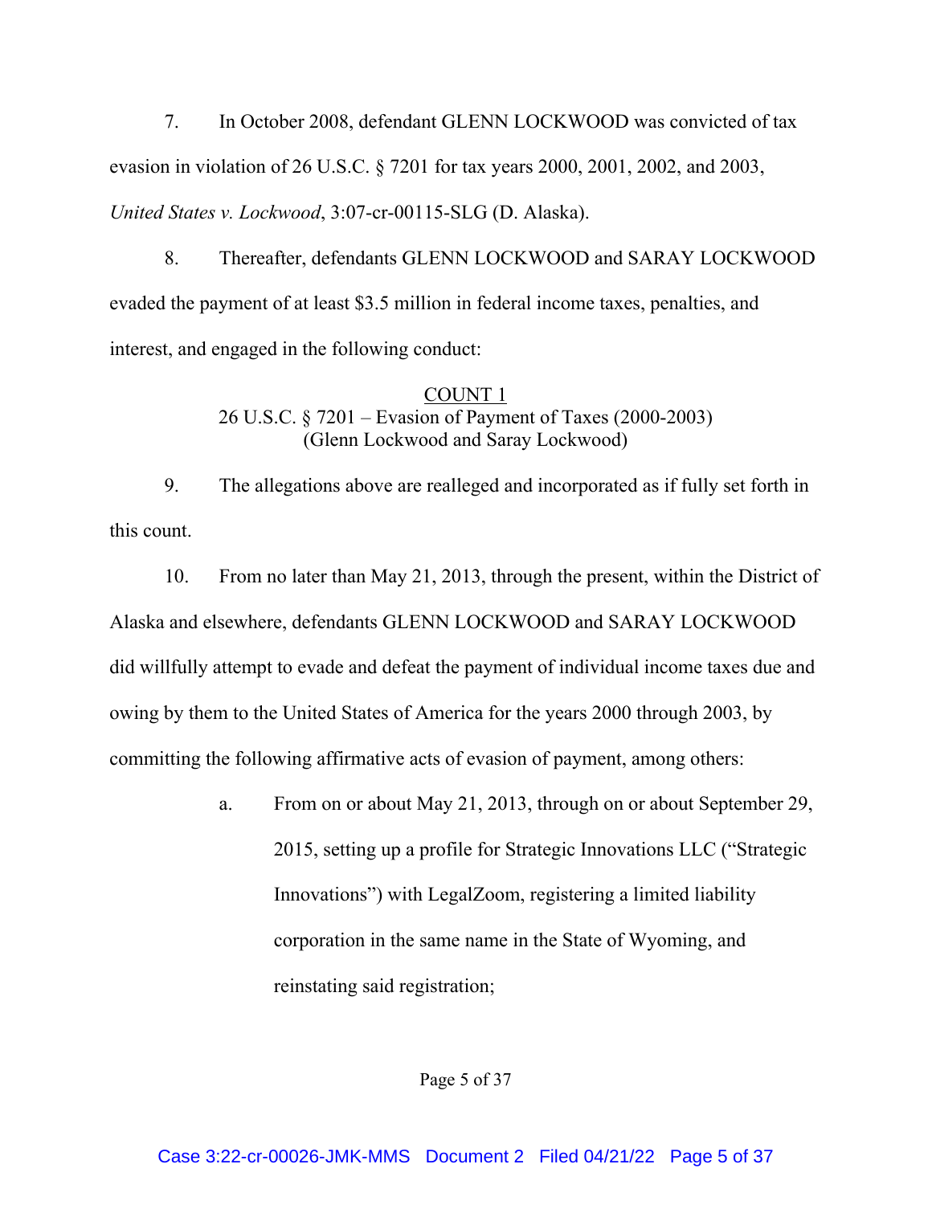7. In October 2008, defendant GLENN LOCKWOOD was convicted of tax evasion in violation of 26 U.S.C. § 7201 for tax years 2000, 2001, 2002, and 2003, *United States v. Lockwood*, 3:07-cr-00115-SLG (D. Alaska).

8. Thereafter, defendants GLENN LOCKWOOD and SARAY LOCKWOOD evaded the payment of at least $3.5 million in federal income taxes, penalties, and interest, and engaged in the following conduct:

<u>COUNT 1</u>
26 U.S.C. § 7201 – Evasion of Payment of Taxes (2000-2003)
(Glenn Lockwood and Saray Lockwood)

9. The allegations above are realleged and incorporated as if fully set forth in this count.

10. From no later than May 21, 2013, through the present, within the District of Alaska and elsewhere, defendants GLENN LOCKWOOD and SARAY LOCKWOOD did willfully attempt to evade and defeat the payment of individual income taxes due and owing by them to the United States of America for the years 2000 through 2003, by committing the following affirmative acts of evasion of payment, among others:

a. From on or about May 21, 2013, through on or about September 29, 2015, setting up a profile for Strategic Innovations LLC ("Strategic Innovations") with LegalZoom, registering a limited liability corporation in the same name in the State of Wyoming, and reinstating said registration;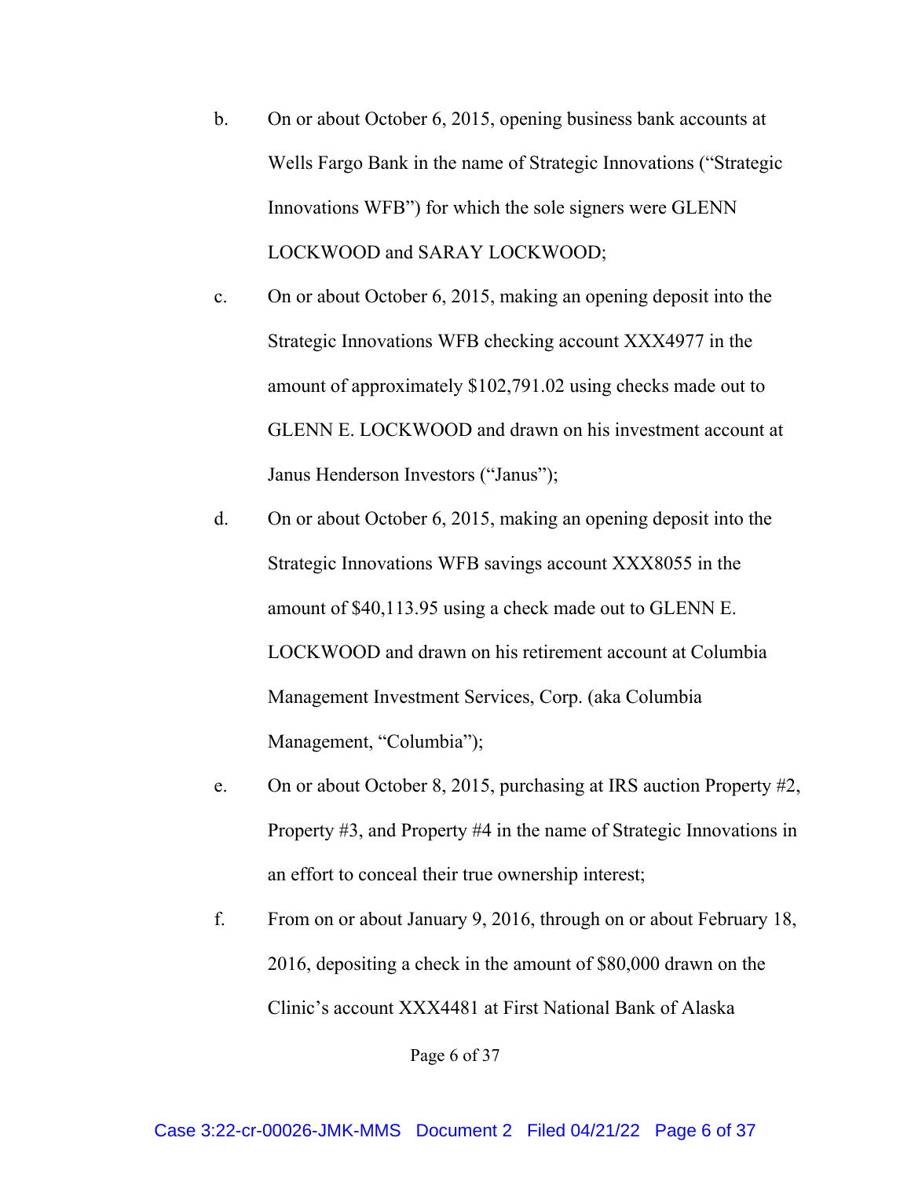b. On or about October 6, 2015, opening business bank accounts at Wells Fargo Bank in the name of Strategic Innovations ("Strategic Innovations WFB") for which the sole signers were GLENN LOCKWOOD and SARAY LOCKWOOD;

c. On or about October 6, 2015, making an opening deposit into the Strategic Innovations WFB checking account XXX4977 in the amount of approximately $102,791.02 using checks made out to GLENN E. LOCKWOOD and drawn on his investment account at Janus Henderson Investors ("Janus");

d. On or about October 6, 2015, making an opening deposit into the Strategic Innovations WFB savings account XXX8055 in the amount of $40,113.95 using a check made out to GLENN E. LOCKWOOD and drawn on his retirement account at Columbia Management Investment Services, Corp. (aka Columbia Management, "Columbia");

e. On or about October 8, 2015, purchasing at IRS auction Property #2, Property #3, and Property #4 in the name of Strategic Innovations in an effort to conceal their true ownership interest;

f. From on or about January 9, 2016, through on or about February 18, 2016, depositing a check in the amount of $80,000 drawn on the Clinic's account XXX4481 at First National Bank of Alaska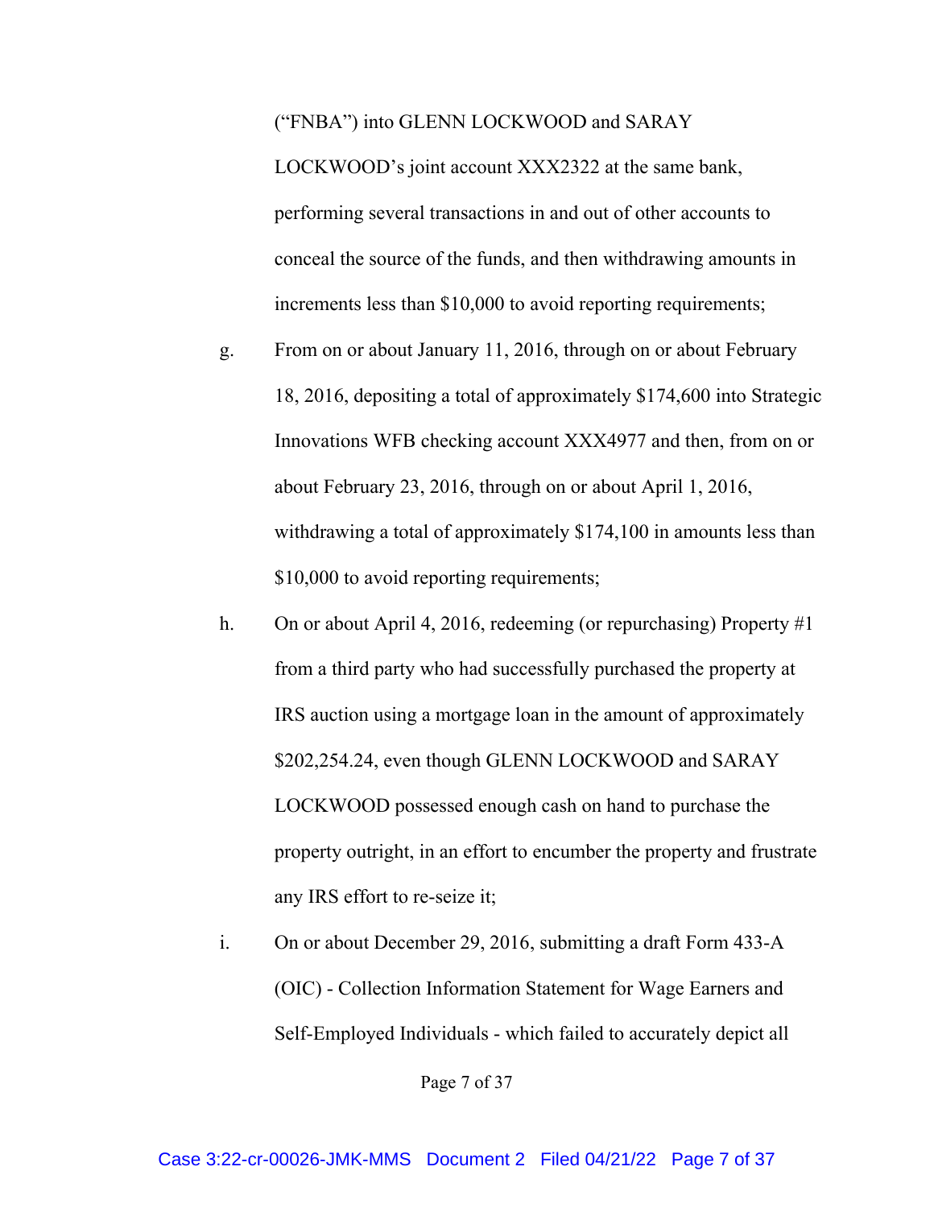("FNBA") into GLENN LOCKWOOD and SARAY LOCKWOOD's joint account XXX2322 at the same bank, performing several transactions in and out of other accounts to conceal the source of the funds, and then withdrawing amounts in increments less than $10,000 to avoid reporting requirements;

g. From on or about January 11, 2016, through on or about February 18, 2016, depositing a total of approximately $174,600 into Strategic Innovations WFB checking account XXX4977 and then, from on or about February 23, 2016, through on or about April 1, 2016, withdrawing a total of approximately $174,100 in amounts less than $10,000 to avoid reporting requirements;

h. On or about April 4, 2016, redeeming (or repurchasing) Property #1 from a third party who had successfully purchased the property at IRS auction using a mortgage loan in the amount of approximately $202,254.24, even though GLENN LOCKWOOD and SARAY LOCKWOOD possessed enough cash on hand to purchase the property outright, in an effort to encumber the property and frustrate any IRS effort to re-seize it;

i. On or about December 29, 2016, submitting a draft Form 433-A (OIC) - Collection Information Statement for Wage Earners and Self-Employed Individuals - which failed to accurately depict all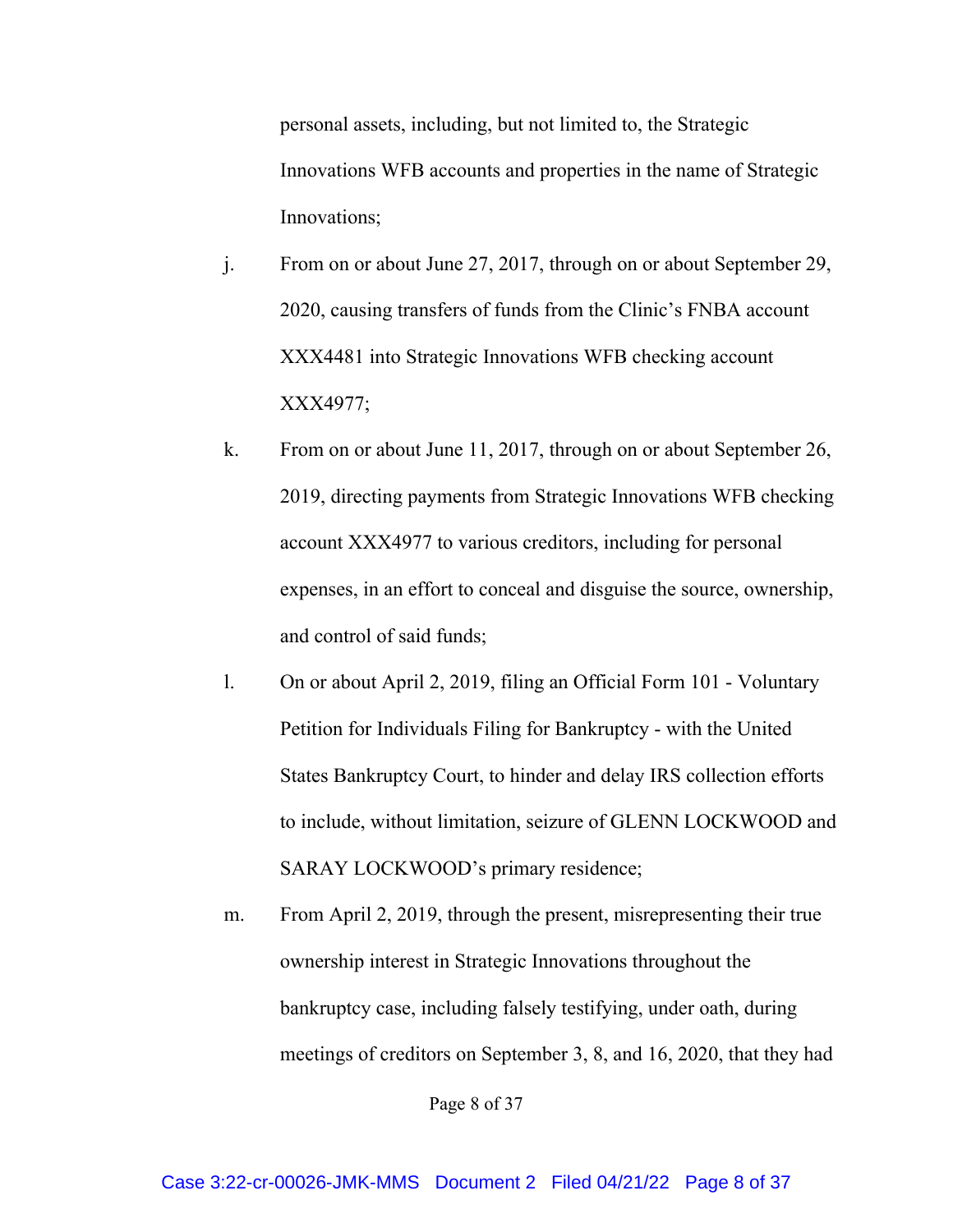personal assets, including, but not limited to, the Strategic Innovations WFB accounts and properties in the name of Strategic Innovations;

j. From on or about June 27, 2017, through on or about September 29, 2020, causing transfers of funds from the Clinic's FNBA account XXX4481 into Strategic Innovations WFB checking account XXX4977;

k. From on or about June 11, 2017, through on or about September 26, 2019, directing payments from Strategic Innovations WFB checking account XXX4977 to various creditors, including for personal expenses, in an effort to conceal and disguise the source, ownership, and control of said funds;

l. On or about April 2, 2019, filing an Official Form 101 - Voluntary Petition for Individuals Filing for Bankruptcy - with the United States Bankruptcy Court, to hinder and delay IRS collection efforts to include, without limitation, seizure of GLENN LOCKWOOD and SARAY LOCKWOOD's primary residence;

m. From April 2, 2019, through the present, misrepresenting their true ownership interest in Strategic Innovations throughout the bankruptcy case, including falsely testifying, under oath, during meetings of creditors on September 3, 8, and 16, 2020, that they had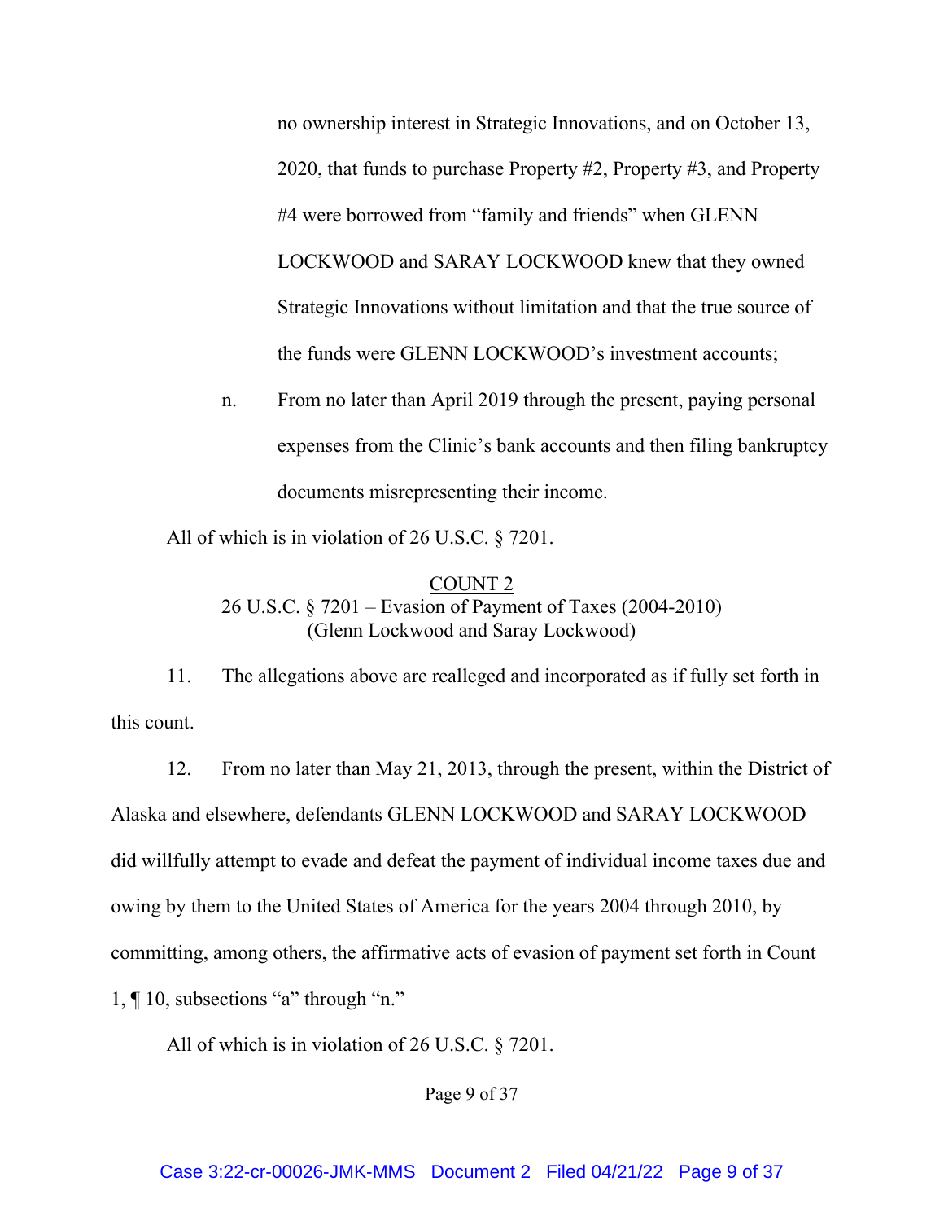no ownership interest in Strategic Innovations, and on October 13, 2020, that funds to purchase Property #2, Property #3, and Property #4 were borrowed from "family and friends" when GLENN LOCKWOOD and SARAY LOCKWOOD knew that they owned Strategic Innovations without limitation and that the true source of the funds were GLENN LOCKWOOD's investment accounts;

n. From no later than April 2019 through the present, paying personal expenses from the Clinic's bank accounts and then filing bankruptcy documents misrepresenting their income.

All of which is in violation of 26 U.S.C. § 7201.

<u>COUNT 2</u>

26 U.S.C. § 7201 – Evasion of Payment of Taxes (2004-2010)
(Glenn Lockwood and Saray Lockwood)

11. The allegations above are realleged and incorporated as if fully set forth in this count.

12. From no later than May 21, 2013, through the present, within the District of Alaska and elsewhere, defendants GLENN LOCKWOOD and SARAY LOCKWOOD did willfully attempt to evade and defeat the payment of individual income taxes due and owing by them to the United States of America for the years 2004 through 2010, by committing, among others, the affirmative acts of evasion of payment set forth in Count 1, ¶ 10, subsections "a" through "n."

All of which is in violation of 26 U.S.C. § 7201.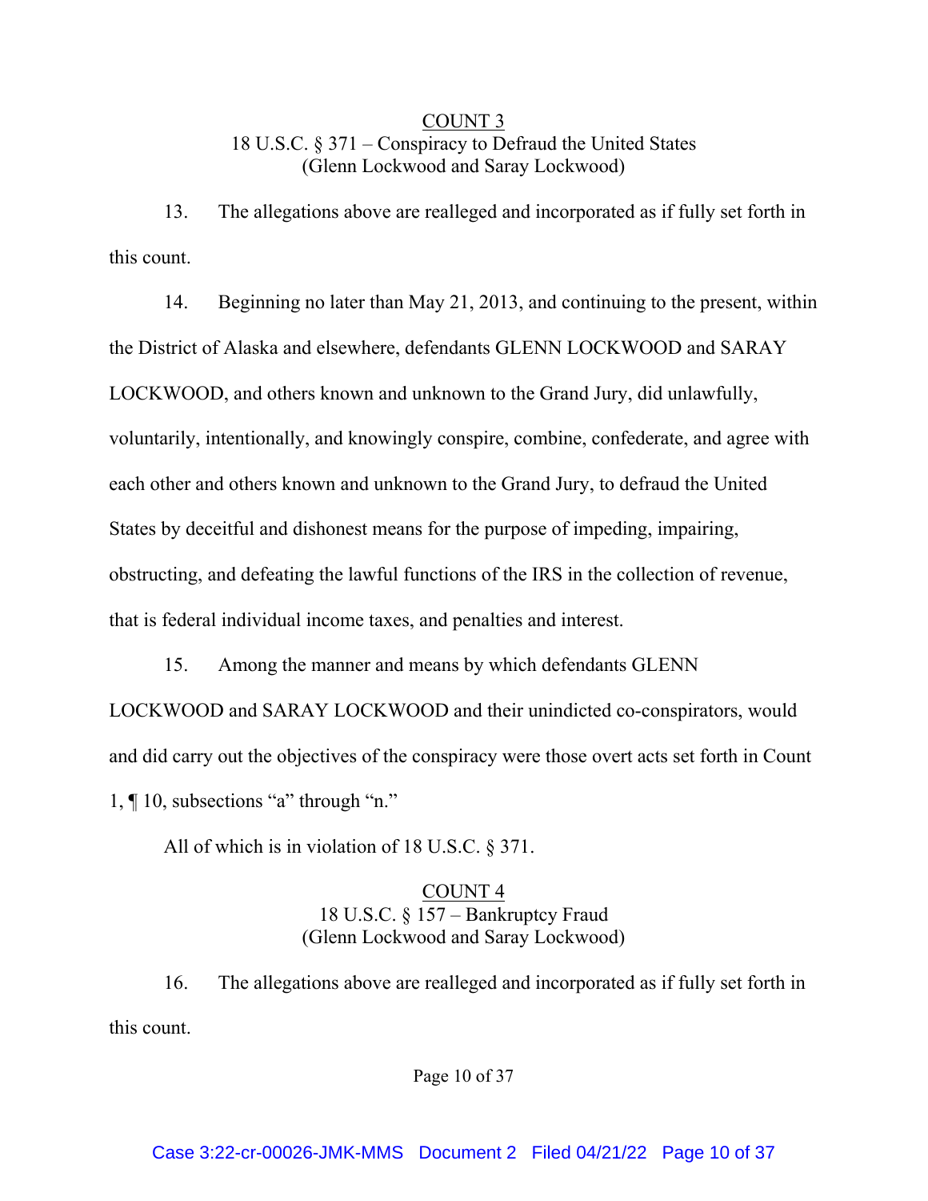## COUNT 3

18 U.S.C. § 371 – Conspiracy to Defraud the United States
(Glenn Lockwood and Saray Lockwood)

13. The allegations above are realleged and incorporated as if fully set forth in this count.

14. Beginning no later than May 21, 2013, and continuing to the present, within the District of Alaska and elsewhere, defendants GLENN LOCKWOOD and SARAY LOCKWOOD, and others known and unknown to the Grand Jury, did unlawfully, voluntarily, intentionally, and knowingly conspire, combine, confederate, and agree with each other and others known and unknown to the Grand Jury, to defraud the United States by deceitful and dishonest means for the purpose of impeding, impairing, obstructing, and defeating the lawful functions of the IRS in the collection of revenue, that is federal individual income taxes, and penalties and interest.

15. Among the manner and means by which defendants GLENN LOCKWOOD and SARAY LOCKWOOD and their unindicted co-conspirators, would and did carry out the objectives of the conspiracy were those overt acts set forth in Count 1, ¶ 10, subsections "a" through "n."

All of which is in violation of 18 U.S.C. § 371.

## COUNT 4

18 U.S.C. § 157 – Bankruptcy Fraud
(Glenn Lockwood and Saray Lockwood)

16. The allegations above are realleged and incorporated as if fully set forth in this count.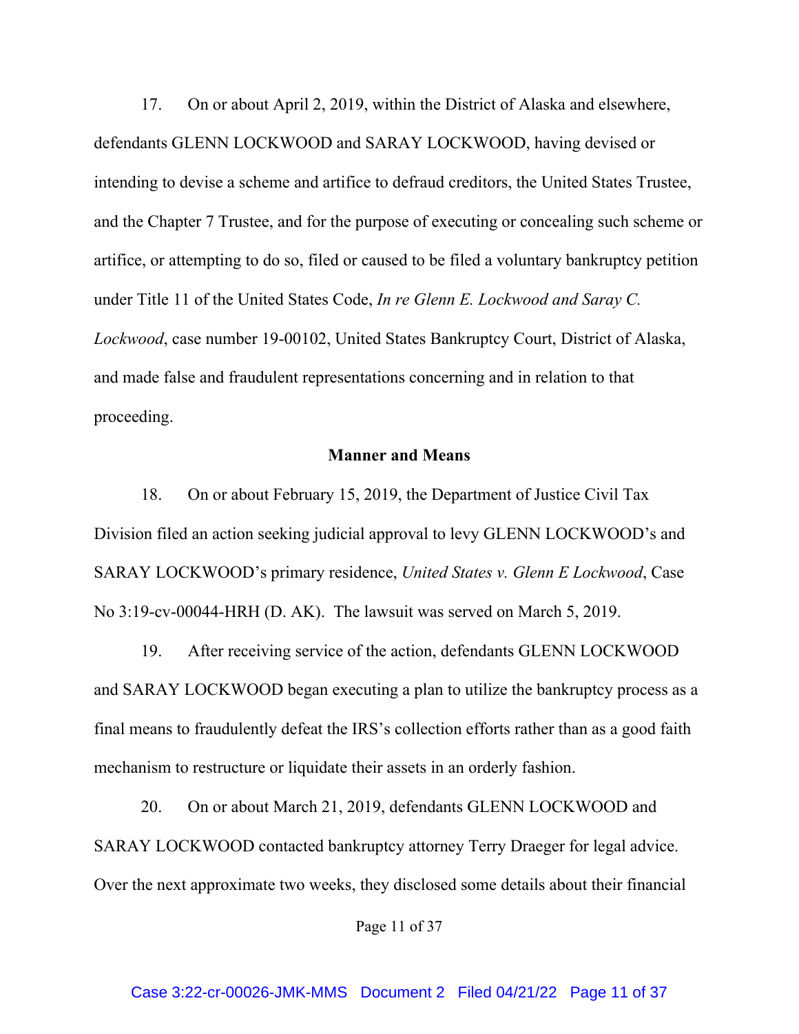17. On or about April 2, 2019, within the District of Alaska and elsewhere, defendants GLENN LOCKWOOD and SARAY LOCKWOOD, having devised or intending to devise a scheme and artifice to defraud creditors, the United States Trustee, and the Chapter 7 Trustee, and for the purpose of executing or concealing such scheme or artifice, or attempting to do so, filed or caused to be filed a voluntary bankruptcy petition under Title 11 of the United States Code, *In re Glenn E. Lockwood and Saray C. Lockwood*, case number 19-00102, United States Bankruptcy Court, District of Alaska, and made false and fraudulent representations concerning and in relation to that proceeding.

**Manner and Means**

18. On or about February 15, 2019, the Department of Justice Civil Tax Division filed an action seeking judicial approval to levy GLENN LOCKWOOD's and SARAY LOCKWOOD's primary residence, *United States v. Glenn E Lockwood*, Case No 3:19-cv-00044-HRH (D. AK). The lawsuit was served on March 5, 2019.

19. After receiving service of the action, defendants GLENN LOCKWOOD and SARAY LOCKWOOD began executing a plan to utilize the bankruptcy process as a final means to fraudulently defeat the IRS's collection efforts rather than as a good faith mechanism to restructure or liquidate their assets in an orderly fashion.

20. On or about March 21, 2019, defendants GLENN LOCKWOOD and SARAY LOCKWOOD contacted bankruptcy attorney Terry Draeger for legal advice. Over the next approximate two weeks, they disclosed some details about their financial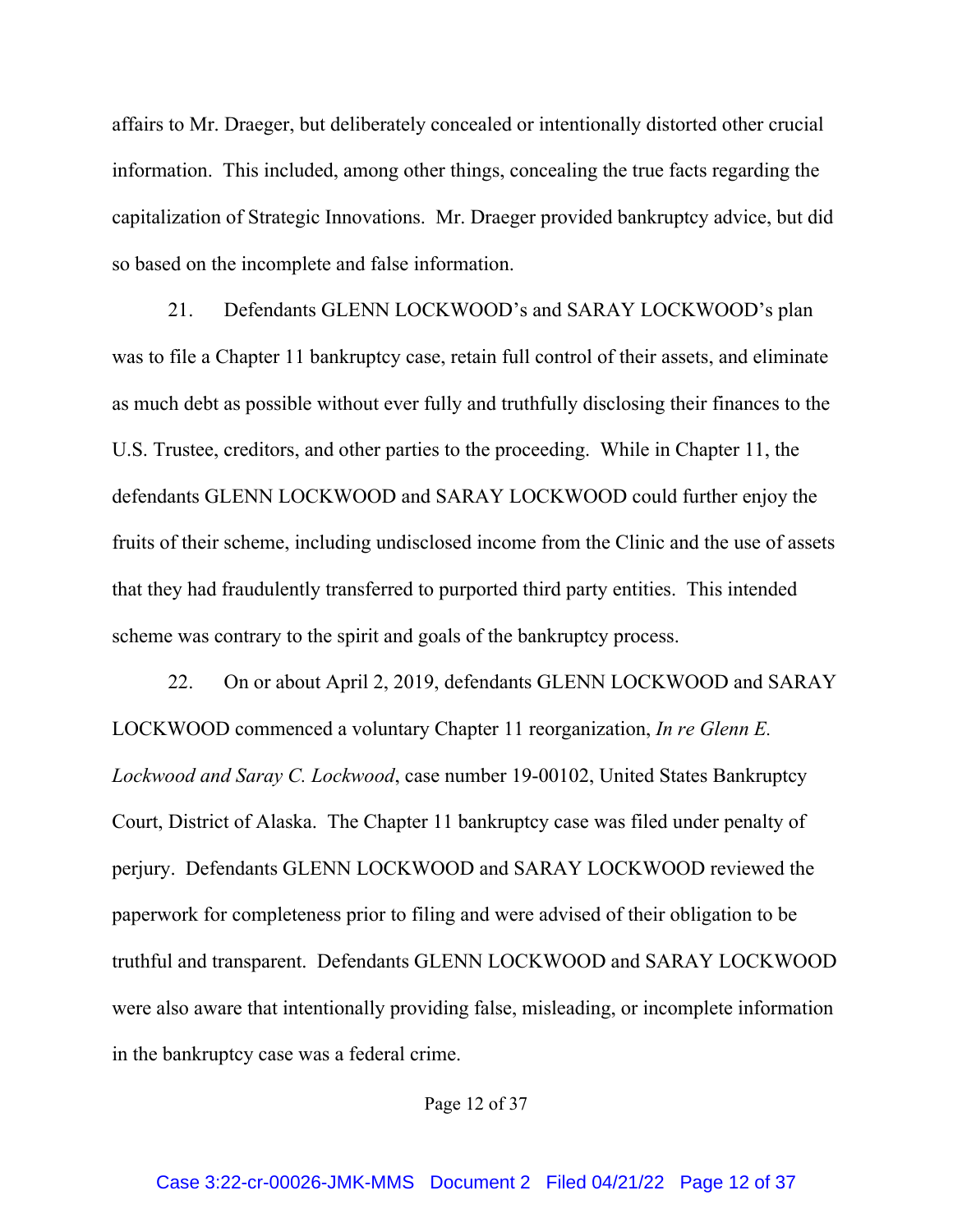affairs to Mr. Draeger, but deliberately concealed or intentionally distorted other crucial information. This included, among other things, concealing the true facts regarding the capitalization of Strategic Innovations. Mr. Draeger provided bankruptcy advice, but did so based on the incomplete and false information.

21. Defendants GLENN LOCKWOOD's and SARAY LOCKWOOD's plan was to file a Chapter 11 bankruptcy case, retain full control of their assets, and eliminate as much debt as possible without ever fully and truthfully disclosing their finances to the U.S. Trustee, creditors, and other parties to the proceeding. While in Chapter 11, the defendants GLENN LOCKWOOD and SARAY LOCKWOOD could further enjoy the fruits of their scheme, including undisclosed income from the Clinic and the use of assets that they had fraudulently transferred to purported third party entities. This intended scheme was contrary to the spirit and goals of the bankruptcy process.

22. On or about April 2, 2019, defendants GLENN LOCKWOOD and SARAY LOCKWOOD commenced a voluntary Chapter 11 reorganization, *In re Glenn E. Lockwood and Saray C. Lockwood*, case number 19-00102, United States Bankruptcy Court, District of Alaska. The Chapter 11 bankruptcy case was filed under penalty of perjury. Defendants GLENN LOCKWOOD and SARAY LOCKWOOD reviewed the paperwork for completeness prior to filing and were advised of their obligation to be truthful and transparent. Defendants GLENN LOCKWOOD and SARAY LOCKWOOD were also aware that intentionally providing false, misleading, or incomplete information in the bankruptcy case was a federal crime.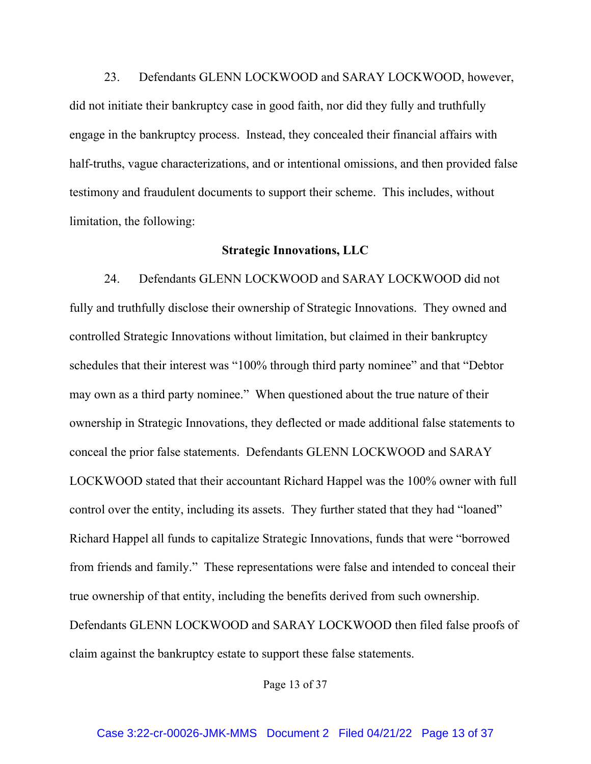23. Defendants GLENN LOCKWOOD and SARAY LOCKWOOD, however, did not initiate their bankruptcy case in good faith, nor did they fully and truthfully engage in the bankruptcy process. Instead, they concealed their financial affairs with half-truths, vague characterizations, and or intentional omissions, and then provided false testimony and fraudulent documents to support their scheme. This includes, without limitation, the following:

**Strategic Innovations, LLC**

24. Defendants GLENN LOCKWOOD and SARAY LOCKWOOD did not fully and truthfully disclose their ownership of Strategic Innovations. They owned and controlled Strategic Innovations without limitation, but claimed in their bankruptcy schedules that their interest was "100% through third party nominee" and that "Debtor may own as a third party nominee." When questioned about the true nature of their ownership in Strategic Innovations, they deflected or made additional false statements to conceal the prior false statements. Defendants GLENN LOCKWOOD and SARAY LOCKWOOD stated that their accountant Richard Happel was the 100% owner with full control over the entity, including its assets. They further stated that they had "loaned" Richard Happel all funds to capitalize Strategic Innovations, funds that were "borrowed from friends and family." These representations were false and intended to conceal their true ownership of that entity, including the benefits derived from such ownership. Defendants GLENN LOCKWOOD and SARAY LOCKWOOD then filed false proofs of claim against the bankruptcy estate to support these false statements.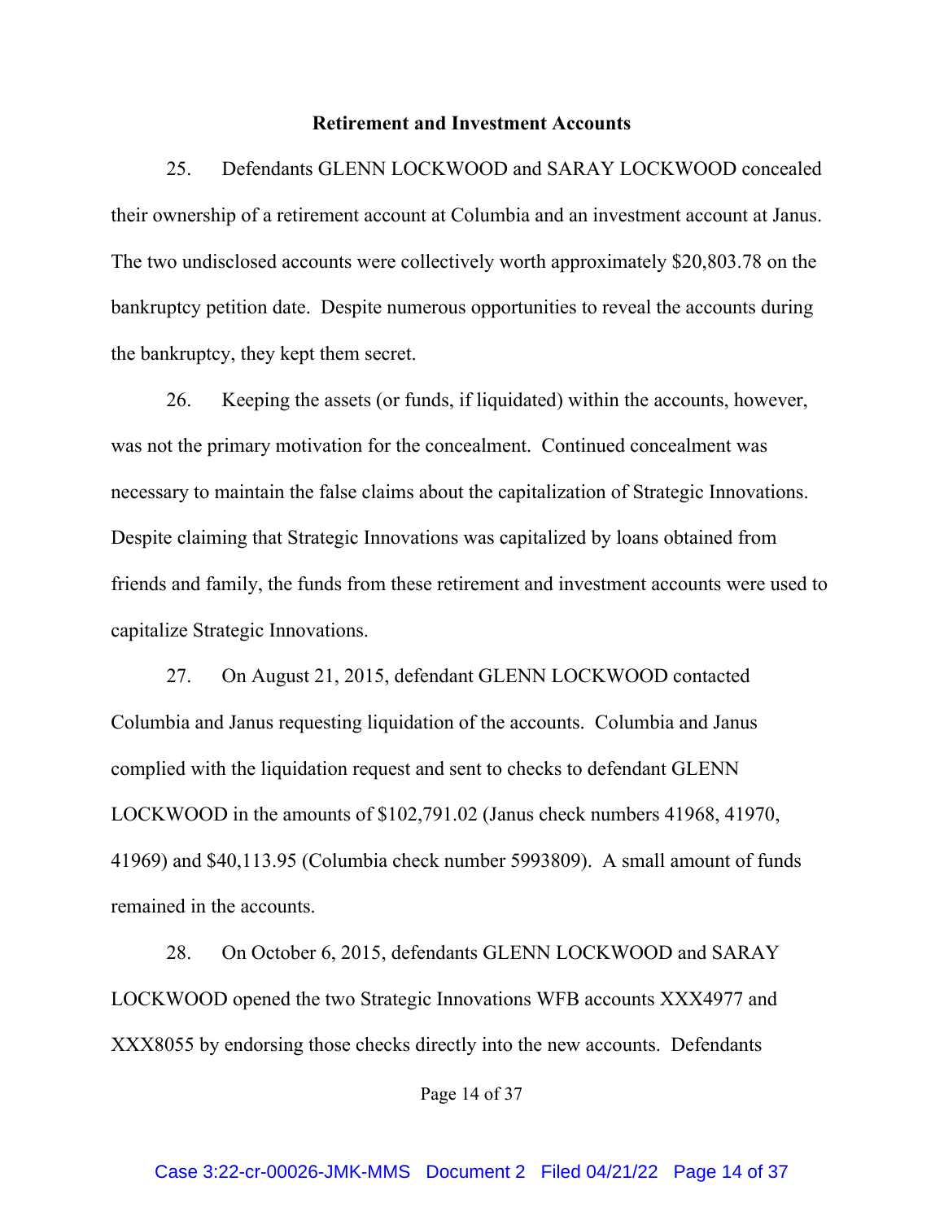### Retirement and Investment Accounts

25. Defendants GLENN LOCKWOOD and SARAY LOCKWOOD concealed their ownership of a retirement account at Columbia and an investment account at Janus. The two undisclosed accounts were collectively worth approximately $20,803.78 on the bankruptcy petition date. Despite numerous opportunities to reveal the accounts during the bankruptcy, they kept them secret.

26. Keeping the assets (or funds, if liquidated) within the accounts, however, was not the primary motivation for the concealment. Continued concealment was necessary to maintain the false claims about the capitalization of Strategic Innovations. Despite claiming that Strategic Innovations was capitalized by loans obtained from friends and family, the funds from these retirement and investment accounts were used to capitalize Strategic Innovations.

27. On August 21, 2015, defendant GLENN LOCKWOOD contacted Columbia and Janus requesting liquidation of the accounts. Columbia and Janus complied with the liquidation request and sent to checks to defendant GLENN LOCKWOOD in the amounts of $102,791.02 (Janus check numbers 41968, 41970, 41969) and $40,113.95 (Columbia check number 5993809). A small amount of funds remained in the accounts.

28. On October 6, 2015, defendants GLENN LOCKWOOD and SARAY LOCKWOOD opened the two Strategic Innovations WFB accounts XXX4977 and XXX8055 by endorsing those checks directly into the new accounts. Defendants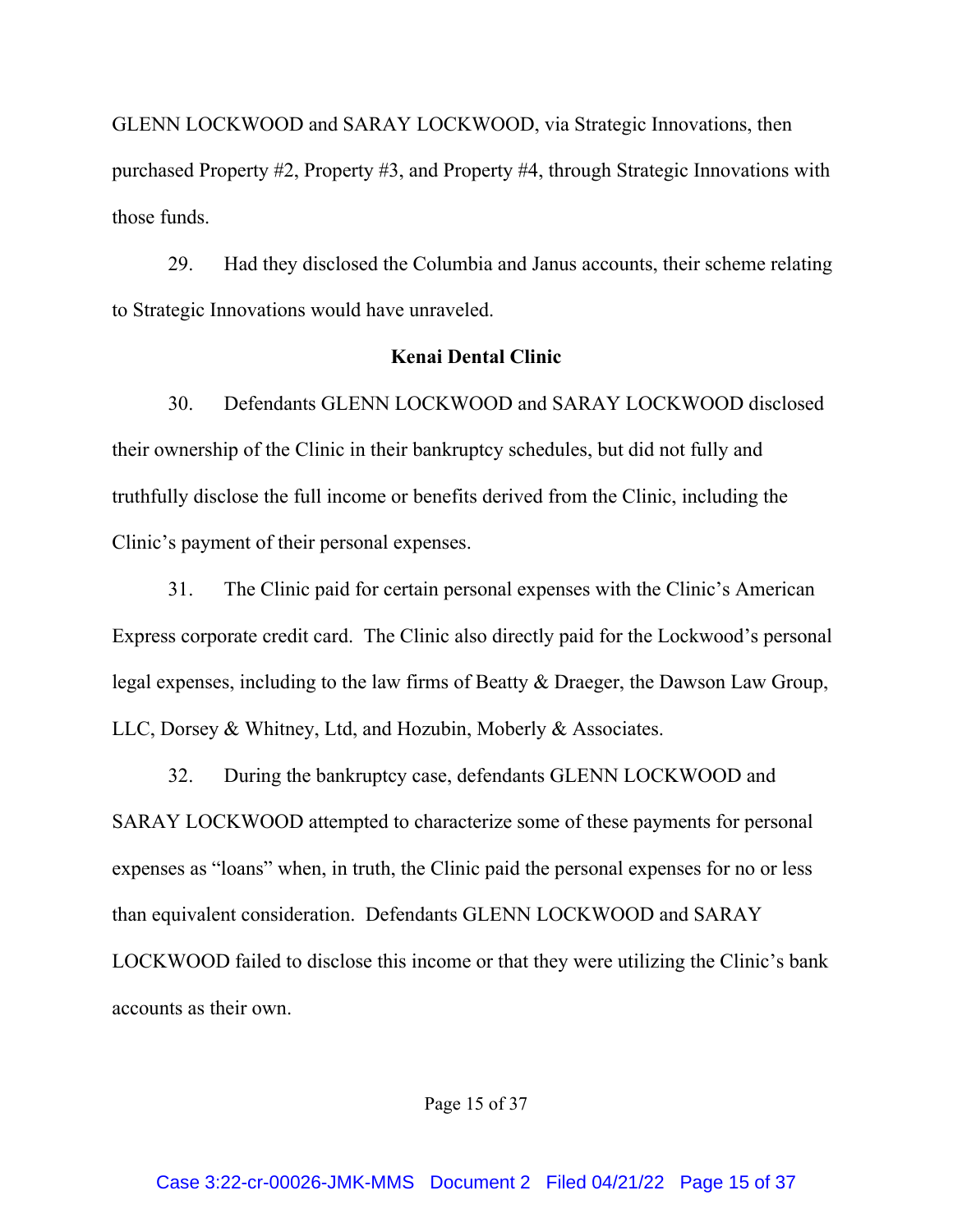GLENN LOCKWOOD and SARAY LOCKWOOD, via Strategic Innovations, then purchased Property #2, Property #3, and Property #4, through Strategic Innovations with those funds.

29. Had they disclosed the Columbia and Janus accounts, their scheme relating to Strategic Innovations would have unraveled.

**Kenai Dental Clinic**

30. Defendants GLENN LOCKWOOD and SARAY LOCKWOOD disclosed their ownership of the Clinic in their bankruptcy schedules, but did not fully and truthfully disclose the full income or benefits derived from the Clinic, including the Clinic's payment of their personal expenses.

31. The Clinic paid for certain personal expenses with the Clinic's American Express corporate credit card. The Clinic also directly paid for the Lockwood's personal legal expenses, including to the law firms of Beatty & Draeger, the Dawson Law Group, LLC, Dorsey & Whitney, Ltd, and Hozubin, Moberly & Associates.

32. During the bankruptcy case, defendants GLENN LOCKWOOD and SARAY LOCKWOOD attempted to characterize some of these payments for personal expenses as "loans" when, in truth, the Clinic paid the personal expenses for no or less than equivalent consideration. Defendants GLENN LOCKWOOD and SARAY LOCKWOOD failed to disclose this income or that they were utilizing the Clinic's bank accounts as their own.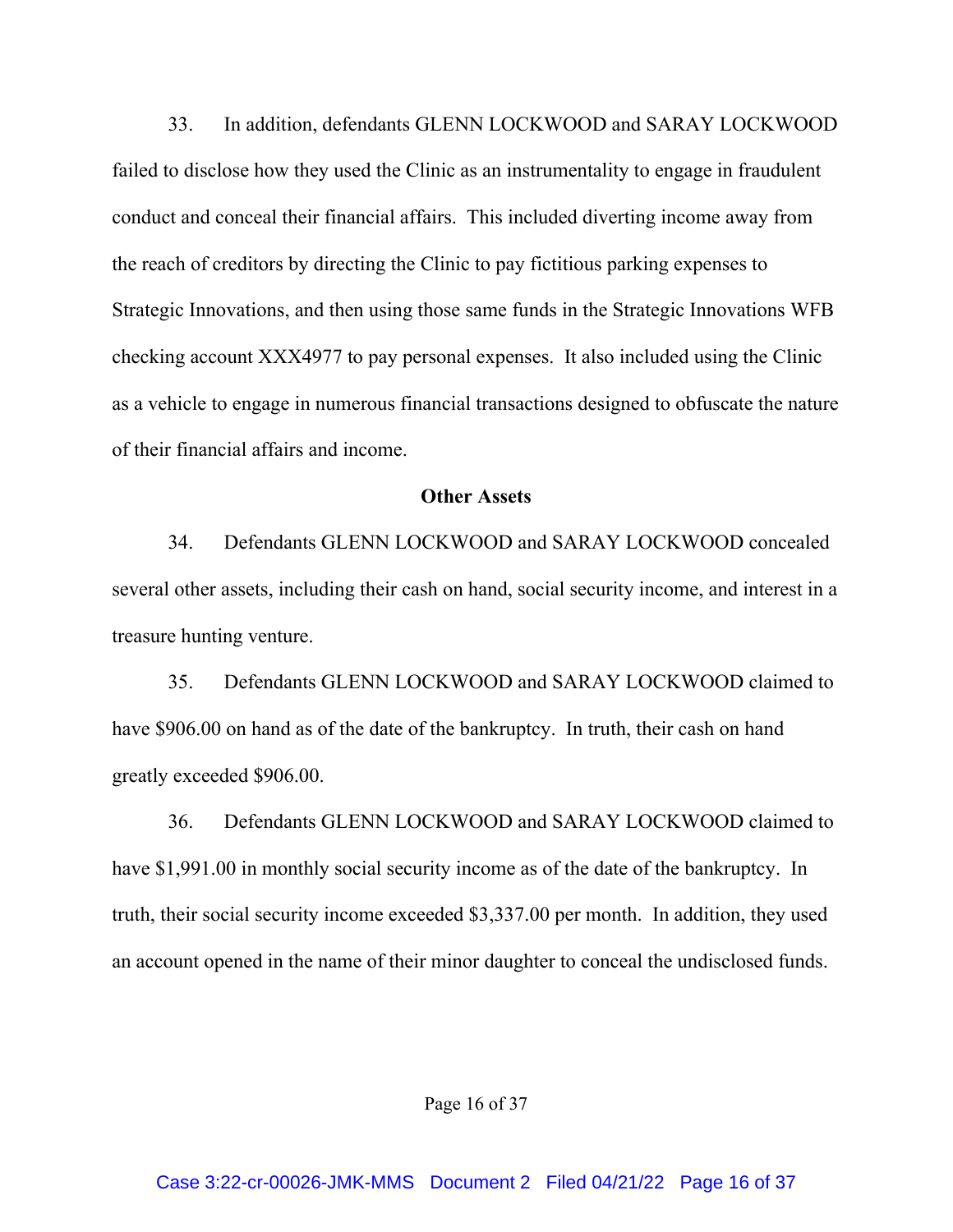33. In addition, defendants GLENN LOCKWOOD and SARAY LOCKWOOD failed to disclose how they used the Clinic as an instrumentality to engage in fraudulent conduct and conceal their financial affairs. This included diverting income away from the reach of creditors by directing the Clinic to pay fictitious parking expenses to Strategic Innovations, and then using those same funds in the Strategic Innovations WFB checking account XXX4977 to pay personal expenses. It also included using the Clinic as a vehicle to engage in numerous financial transactions designed to obfuscate the nature of their financial affairs and income.

**Other Assets**

34. Defendants GLENN LOCKWOOD and SARAY LOCKWOOD concealed several other assets, including their cash on hand, social security income, and interest in a treasure hunting venture.

35. Defendants GLENN LOCKWOOD and SARAY LOCKWOOD claimed to have $906.00 on hand as of the date of the bankruptcy. In truth, their cash on hand greatly exceeded $906.00.

36. Defendants GLENN LOCKWOOD and SARAY LOCKWOOD claimed to have $1,991.00 in monthly social security income as of the date of the bankruptcy. In truth, their social security income exceeded $3,337.00 per month. In addition, they used an account opened in the name of their minor daughter to conceal the undisclosed funds.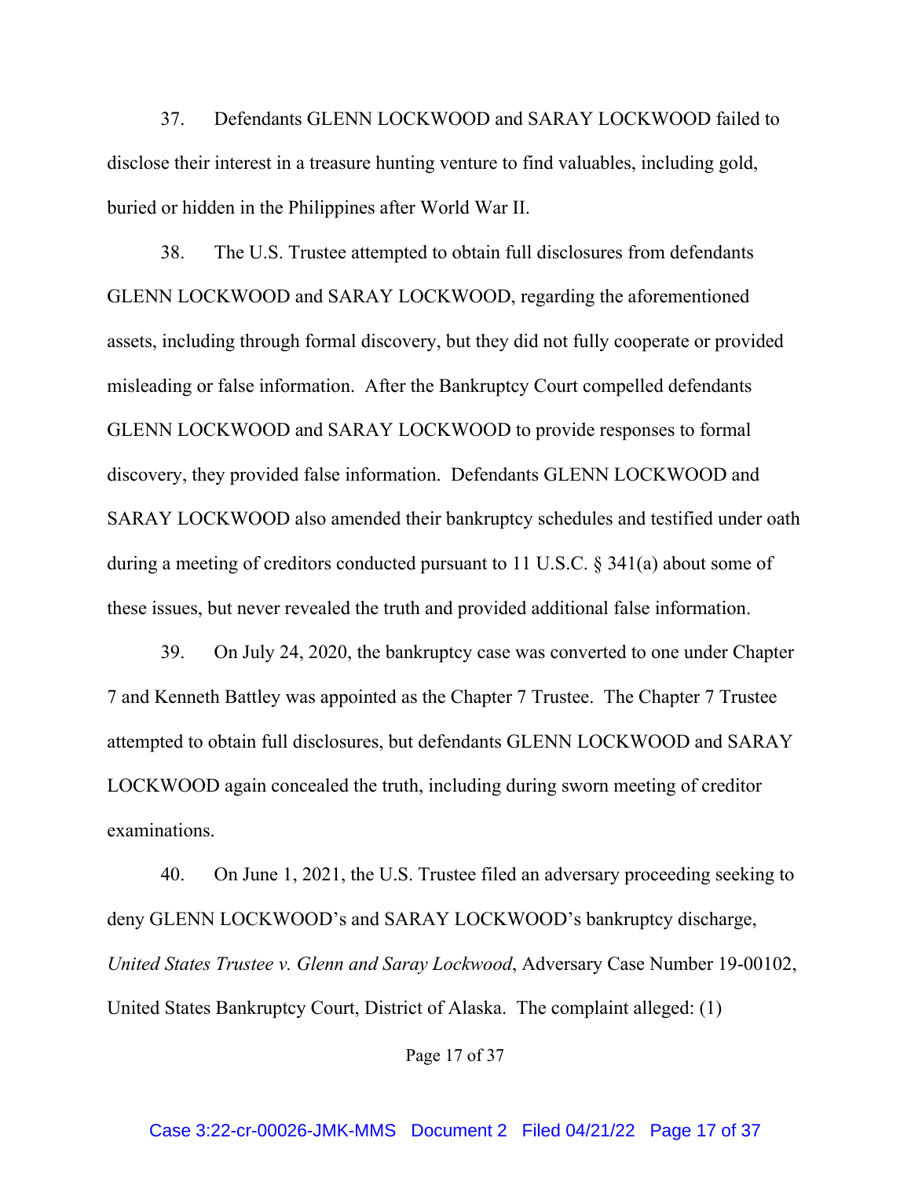37. Defendants GLENN LOCKWOOD and SARAY LOCKWOOD failed to disclose their interest in a treasure hunting venture to find valuables, including gold, buried or hidden in the Philippines after World War II.

38. The U.S. Trustee attempted to obtain full disclosures from defendants GLENN LOCKWOOD and SARAY LOCKWOOD, regarding the aforementioned assets, including through formal discovery, but they did not fully cooperate or provided misleading or false information. After the Bankruptcy Court compelled defendants GLENN LOCKWOOD and SARAY LOCKWOOD to provide responses to formal discovery, they provided false information. Defendants GLENN LOCKWOOD and SARAY LOCKWOOD also amended their bankruptcy schedules and testified under oath during a meeting of creditors conducted pursuant to 11 U.S.C. § 341(a) about some of these issues, but never revealed the truth and provided additional false information.

39. On July 24, 2020, the bankruptcy case was converted to one under Chapter 7 and Kenneth Battley was appointed as the Chapter 7 Trustee. The Chapter 7 Trustee attempted to obtain full disclosures, but defendants GLENN LOCKWOOD and SARAY LOCKWOOD again concealed the truth, including during sworn meeting of creditor examinations.

40. On June 1, 2021, the U.S. Trustee filed an adversary proceeding seeking to deny GLENN LOCKWOOD's and SARAY LOCKWOOD's bankruptcy discharge, *United States Trustee v. Glenn and Saray Lockwood*, Adversary Case Number 19-00102, United States Bankruptcy Court, District of Alaska. The complaint alleged: (1)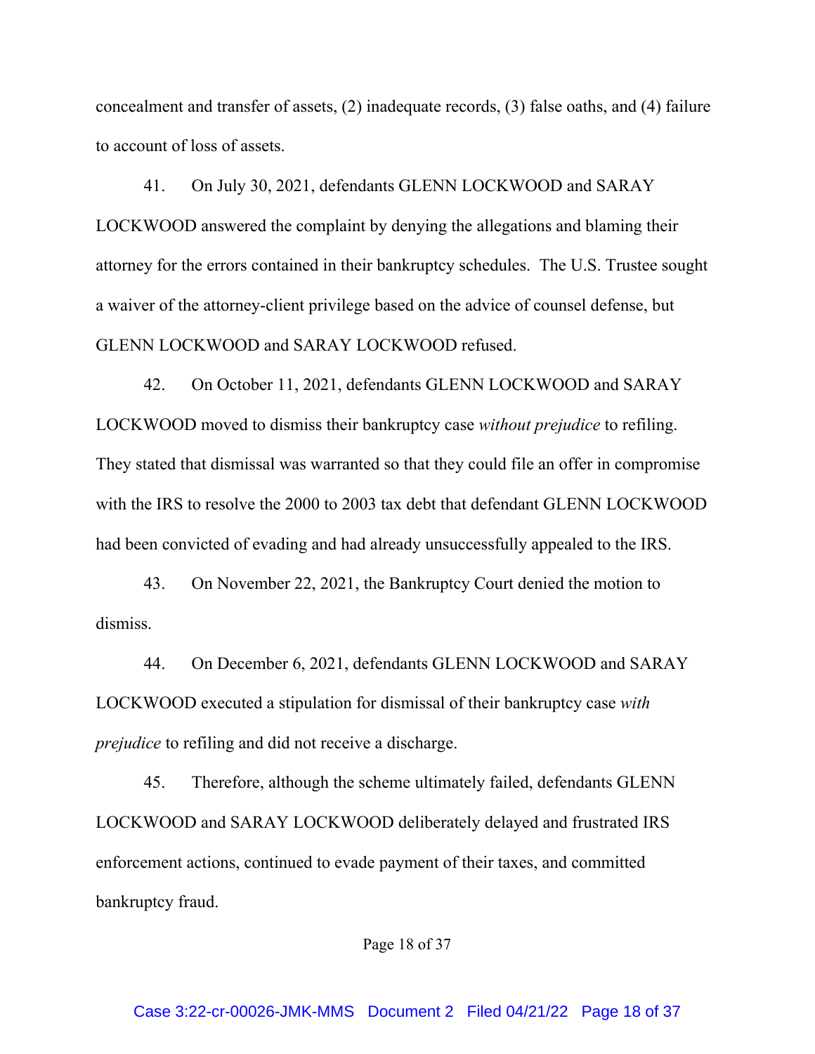concealment and transfer of assets, (2) inadequate records, (3) false oaths, and (4) failure to account of loss of assets.

41. On July 30, 2021, defendants GLENN LOCKWOOD and SARAY LOCKWOOD answered the complaint by denying the allegations and blaming their attorney for the errors contained in their bankruptcy schedules. The U.S. Trustee sought a waiver of the attorney-client privilege based on the advice of counsel defense, but GLENN LOCKWOOD and SARAY LOCKWOOD refused.

42. On October 11, 2021, defendants GLENN LOCKWOOD and SARAY LOCKWOOD moved to dismiss their bankruptcy case *without prejudice* to refiling. They stated that dismissal was warranted so that they could file an offer in compromise with the IRS to resolve the 2000 to 2003 tax debt that defendant GLENN LOCKWOOD had been convicted of evading and had already unsuccessfully appealed to the IRS.

43. On November 22, 2021, the Bankruptcy Court denied the motion to dismiss.

44. On December 6, 2021, defendants GLENN LOCKWOOD and SARAY LOCKWOOD executed a stipulation for dismissal of their bankruptcy case *with prejudice* to refiling and did not receive a discharge.

45. Therefore, although the scheme ultimately failed, defendants GLENN LOCKWOOD and SARAY LOCKWOOD deliberately delayed and frustrated IRS enforcement actions, continued to evade payment of their taxes, and committed bankruptcy fraud.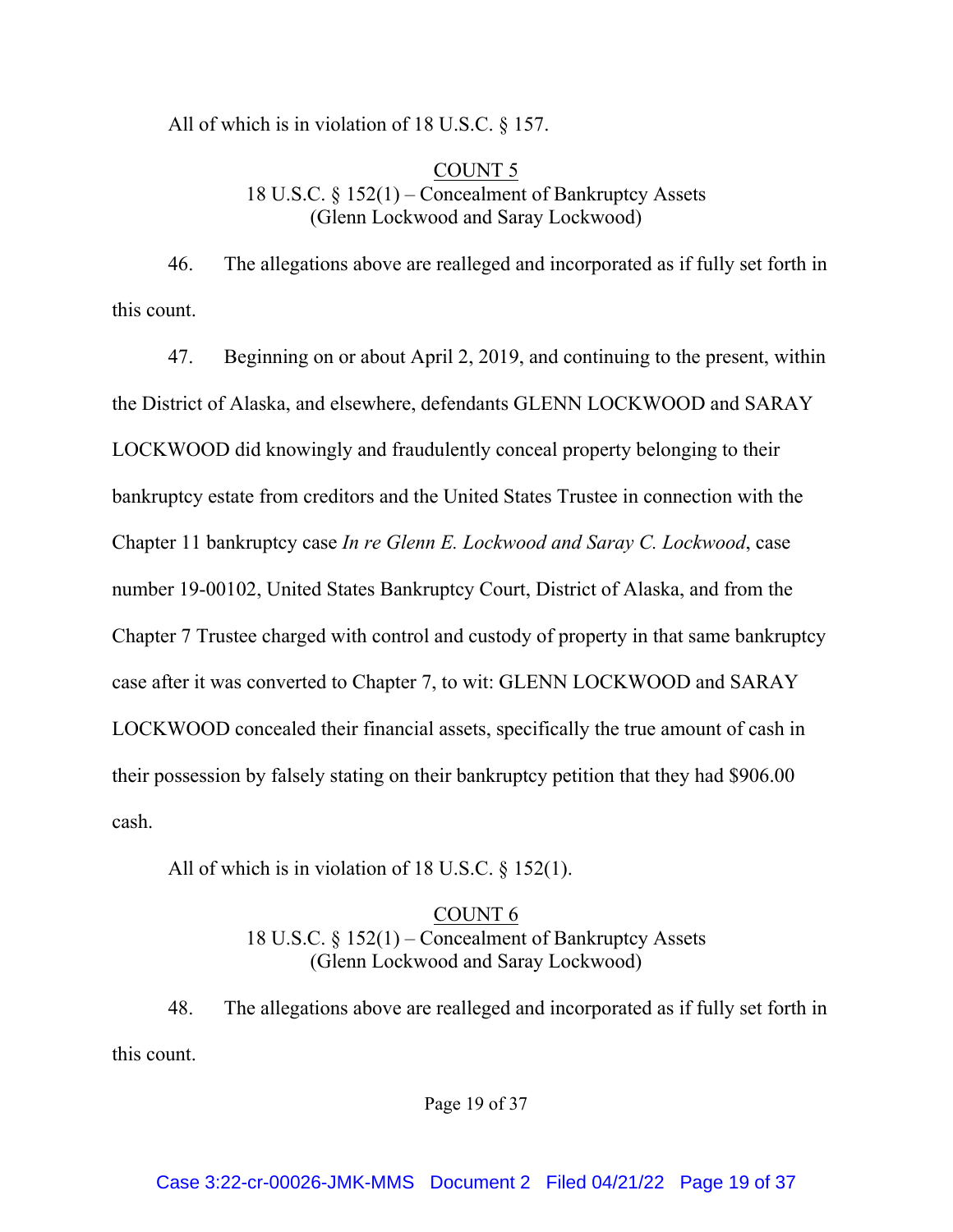All of which is in violation of 18 U.S.C. § 157.

<u>COUNT 5</u>
18 U.S.C. § 152(1) – Concealment of Bankruptcy Assets
(Glenn Lockwood and Saray Lockwood)

46. The allegations above are realleged and incorporated as if fully set forth in this count.

47. Beginning on or about April 2, 2019, and continuing to the present, within the District of Alaska, and elsewhere, defendants GLENN LOCKWOOD and SARAY LOCKWOOD did knowingly and fraudulently conceal property belonging to their bankruptcy estate from creditors and the United States Trustee in connection with the Chapter 11 bankruptcy case *In re Glenn E. Lockwood and Saray C. Lockwood*, case number 19-00102, United States Bankruptcy Court, District of Alaska, and from the Chapter 7 Trustee charged with control and custody of property in that same bankruptcy case after it was converted to Chapter 7, to wit: GLENN LOCKWOOD and SARAY LOCKWOOD concealed their financial assets, specifically the true amount of cash in their possession by falsely stating on their bankruptcy petition that they had $906.00 cash.

All of which is in violation of 18 U.S.C. § 152(1).

<u>COUNT 6</u>
18 U.S.C. § 152(1) – Concealment of Bankruptcy Assets
(Glenn Lockwood and Saray Lockwood)

48. The allegations above are realleged and incorporated as if fully set forth in this count.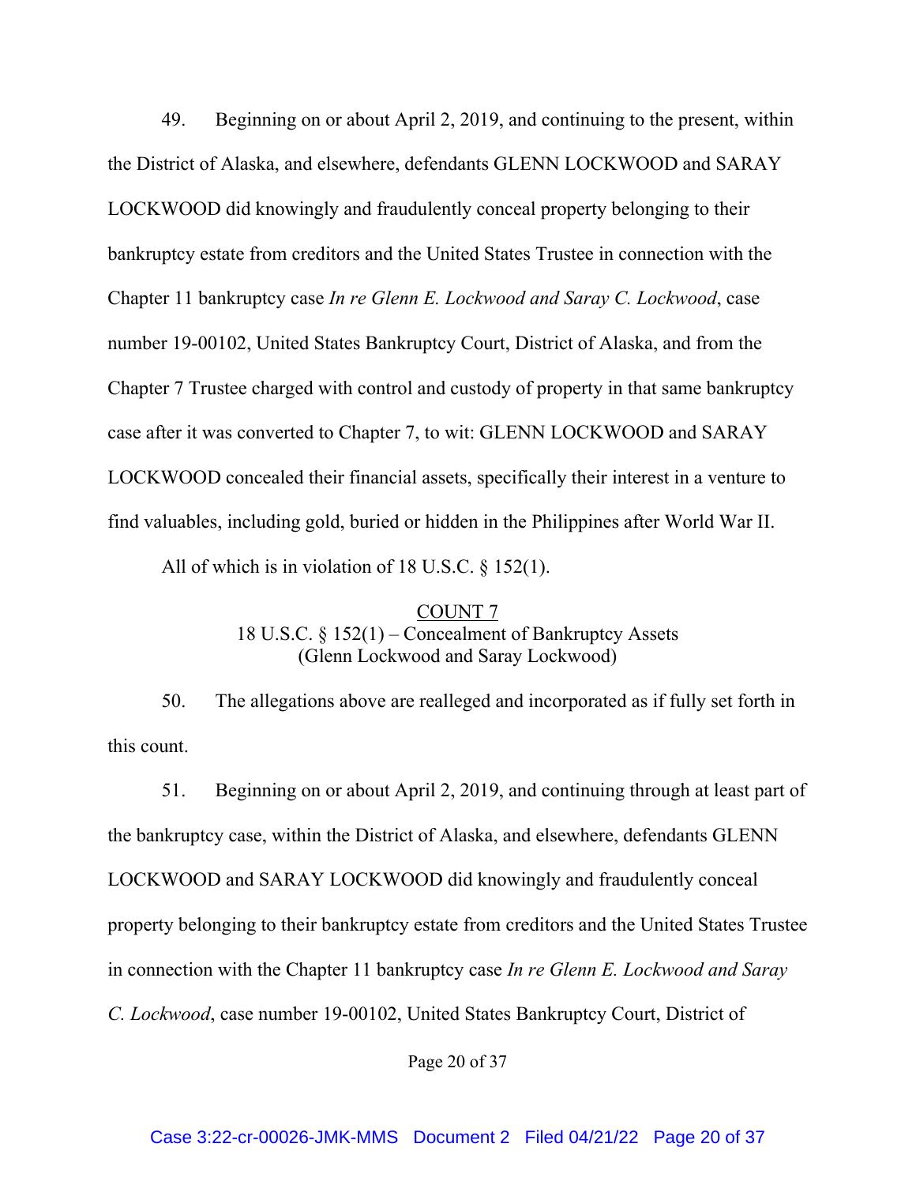49. Beginning on or about April 2, 2019, and continuing to the present, within the District of Alaska, and elsewhere, defendants GLENN LOCKWOOD and SARAY LOCKWOOD did knowingly and fraudulently conceal property belonging to their bankruptcy estate from creditors and the United States Trustee in connection with the Chapter 11 bankruptcy case *In re Glenn E. Lockwood and Saray C. Lockwood*, case number 19-00102, United States Bankruptcy Court, District of Alaska, and from the Chapter 7 Trustee charged with control and custody of property in that same bankruptcy case after it was converted to Chapter 7, to wit: GLENN LOCKWOOD and SARAY LOCKWOOD concealed their financial assets, specifically their interest in a venture to find valuables, including gold, buried or hidden in the Philippines after World War II.

All of which is in violation of 18 U.S.C. § 152(1).

<u>COUNT 7</u>
18 U.S.C. § 152(1) – Concealment of Bankruptcy Assets
(Glenn Lockwood and Saray Lockwood)

50. The allegations above are realleged and incorporated as if fully set forth in this count.

51. Beginning on or about April 2, 2019, and continuing through at least part of the bankruptcy case, within the District of Alaska, and elsewhere, defendants GLENN LOCKWOOD and SARAY LOCKWOOD did knowingly and fraudulently conceal property belonging to their bankruptcy estate from creditors and the United States Trustee in connection with the Chapter 11 bankruptcy case *In re Glenn E. Lockwood and Saray C. Lockwood*, case number 19-00102, United States Bankruptcy Court, District of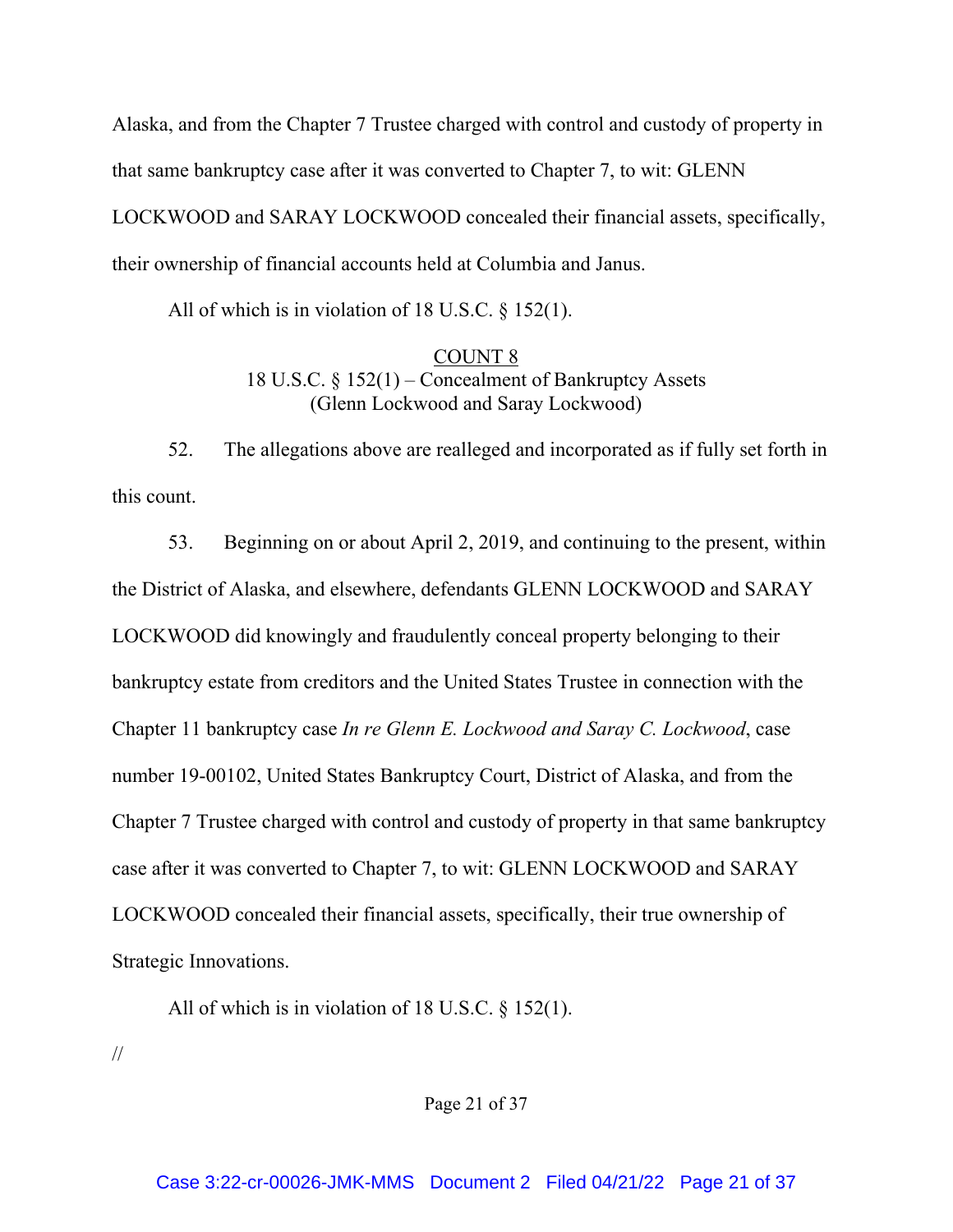Alaska, and from the Chapter 7 Trustee charged with control and custody of property in that same bankruptcy case after it was converted to Chapter 7, to wit: GLENN LOCKWOOD and SARAY LOCKWOOD concealed their financial assets, specifically, their ownership of financial accounts held at Columbia and Janus.

All of which is in violation of 18 U.S.C. § 152(1).

<u>COUNT 8</u>
18 U.S.C. § 152(1) – Concealment of Bankruptcy Assets
(Glenn Lockwood and Saray Lockwood)

52. The allegations above are realleged and incorporated as if fully set forth in this count.

53. Beginning on or about April 2, 2019, and continuing to the present, within the District of Alaska, and elsewhere, defendants GLENN LOCKWOOD and SARAY LOCKWOOD did knowingly and fraudulently conceal property belonging to their bankruptcy estate from creditors and the United States Trustee in connection with the Chapter 11 bankruptcy case *In re Glenn E. Lockwood and Saray C. Lockwood*, case number 19-00102, United States Bankruptcy Court, District of Alaska, and from the Chapter 7 Trustee charged with control and custody of property in that same bankruptcy case after it was converted to Chapter 7, to wit: GLENN LOCKWOOD and SARAY LOCKWOOD concealed their financial assets, specifically, their true ownership of Strategic Innovations.

All of which is in violation of 18 U.S.C. § 152(1).

//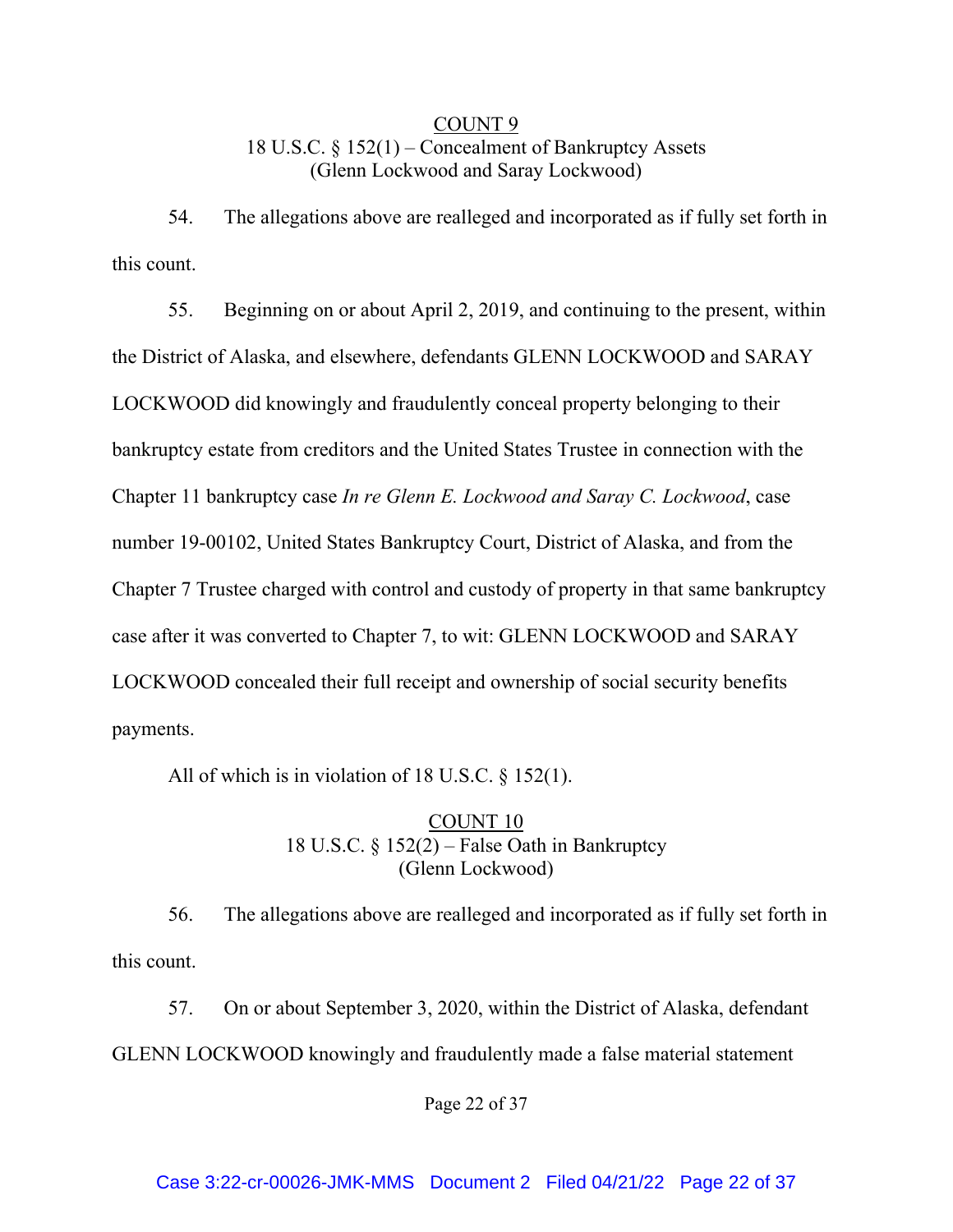<u>COUNT 9</u>
18 U.S.C. § 152(1) – Concealment of Bankruptcy Assets
(Glenn Lockwood and Saray Lockwood)

54. The allegations above are realleged and incorporated as if fully set forth in this count.

55. Beginning on or about April 2, 2019, and continuing to the present, within the District of Alaska, and elsewhere, defendants GLENN LOCKWOOD and SARAY LOCKWOOD did knowingly and fraudulently conceal property belonging to their bankruptcy estate from creditors and the United States Trustee in connection with the Chapter 11 bankruptcy case *In re Glenn E. Lockwood and Saray C. Lockwood*, case number 19-00102, United States Bankruptcy Court, District of Alaska, and from the Chapter 7 Trustee charged with control and custody of property in that same bankruptcy case after it was converted to Chapter 7, to wit: GLENN LOCKWOOD and SARAY LOCKWOOD concealed their full receipt and ownership of social security benefits payments.

All of which is in violation of 18 U.S.C. § 152(1).

<u>COUNT 10</u>
18 U.S.C. § 152(2) – False Oath in Bankruptcy
(Glenn Lockwood)

56. The allegations above are realleged and incorporated as if fully set forth in this count.

57. On or about September 3, 2020, within the District of Alaska, defendant GLENN LOCKWOOD knowingly and fraudulently made a false material statement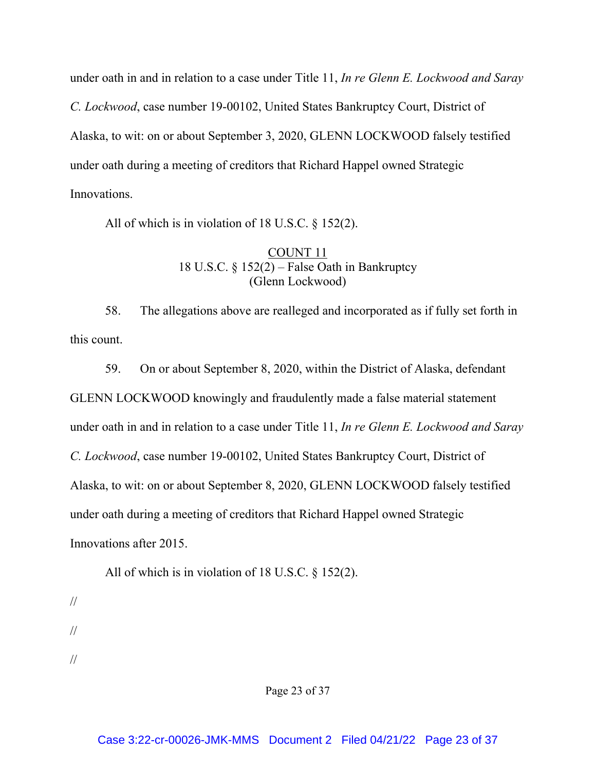under oath in and in relation to a case under Title 11, *In re Glenn E. Lockwood and Saray C. Lockwood*, case number 19-00102, United States Bankruptcy Court, District of Alaska, to wit: on or about September 3, 2020, GLENN LOCKWOOD falsely testified under oath during a meeting of creditors that Richard Happel owned Strategic Innovations.

All of which is in violation of 18 U.S.C. § 152(2).

<u>COUNT 11</u>
18 U.S.C. § 152(2) – False Oath in Bankruptcy
(Glenn Lockwood)

58. The allegations above are realleged and incorporated as if fully set forth in this count.

59. On or about September 8, 2020, within the District of Alaska, defendant GLENN LOCKWOOD knowingly and fraudulently made a false material statement under oath in and in relation to a case under Title 11, *In re Glenn E. Lockwood and Saray C. Lockwood*, case number 19-00102, United States Bankruptcy Court, District of Alaska, to wit: on or about September 8, 2020, GLENN LOCKWOOD falsely testified under oath during a meeting of creditors that Richard Happel owned Strategic Innovations after 2015.

All of which is in violation of 18 U.S.C. § 152(2).

//

//

//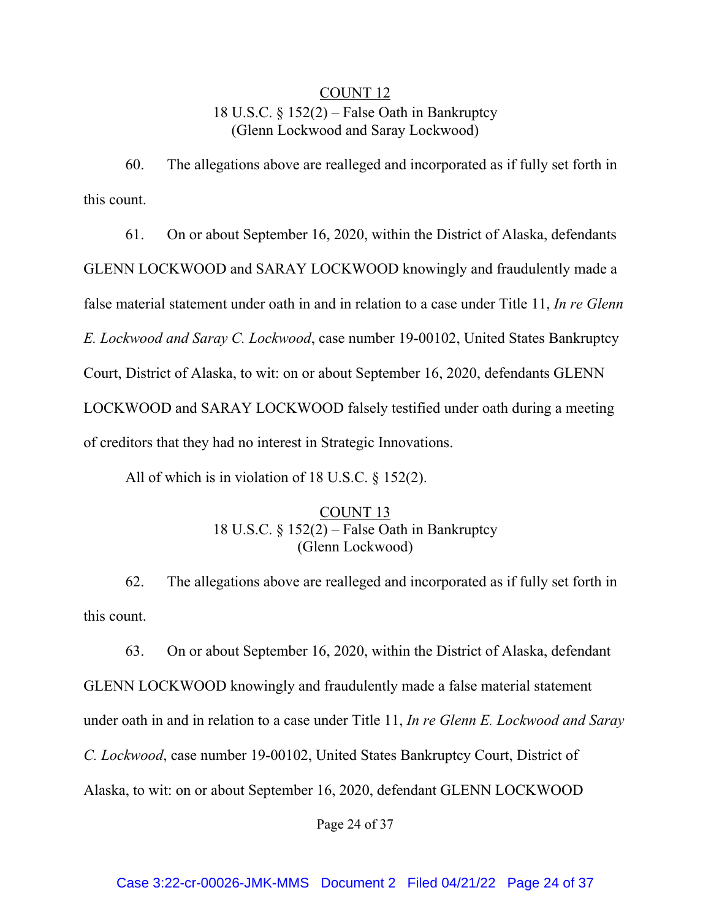<u>COUNT 12</u>

18 U.S.C. § 152(2) – False Oath in Bankruptcy

(Glenn Lockwood and Saray Lockwood)

60. The allegations above are realleged and incorporated as if fully set forth in this count.

61. On or about September 16, 2020, within the District of Alaska, defendants GLENN LOCKWOOD and SARAY LOCKWOOD knowingly and fraudulently made a false material statement under oath in and in relation to a case under Title 11, *In re Glenn E. Lockwood and Saray C. Lockwood*, case number 19-00102, United States Bankruptcy Court, District of Alaska, to wit: on or about September 16, 2020, defendants GLENN LOCKWOOD and SARAY LOCKWOOD falsely testified under oath during a meeting of creditors that they had no interest in Strategic Innovations.

All of which is in violation of 18 U.S.C. § 152(2).

<u>COUNT 13</u>

18 U.S.C. § 152(2) – False Oath in Bankruptcy

(Glenn Lockwood)

62. The allegations above are realleged and incorporated as if fully set forth in this count.

63. On or about September 16, 2020, within the District of Alaska, defendant GLENN LOCKWOOD knowingly and fraudulently made a false material statement under oath in and in relation to a case under Title 11, *In re Glenn E. Lockwood and Saray C. Lockwood*, case number 19-00102, United States Bankruptcy Court, District of Alaska, to wit: on or about September 16, 2020, defendant GLENN LOCKWOOD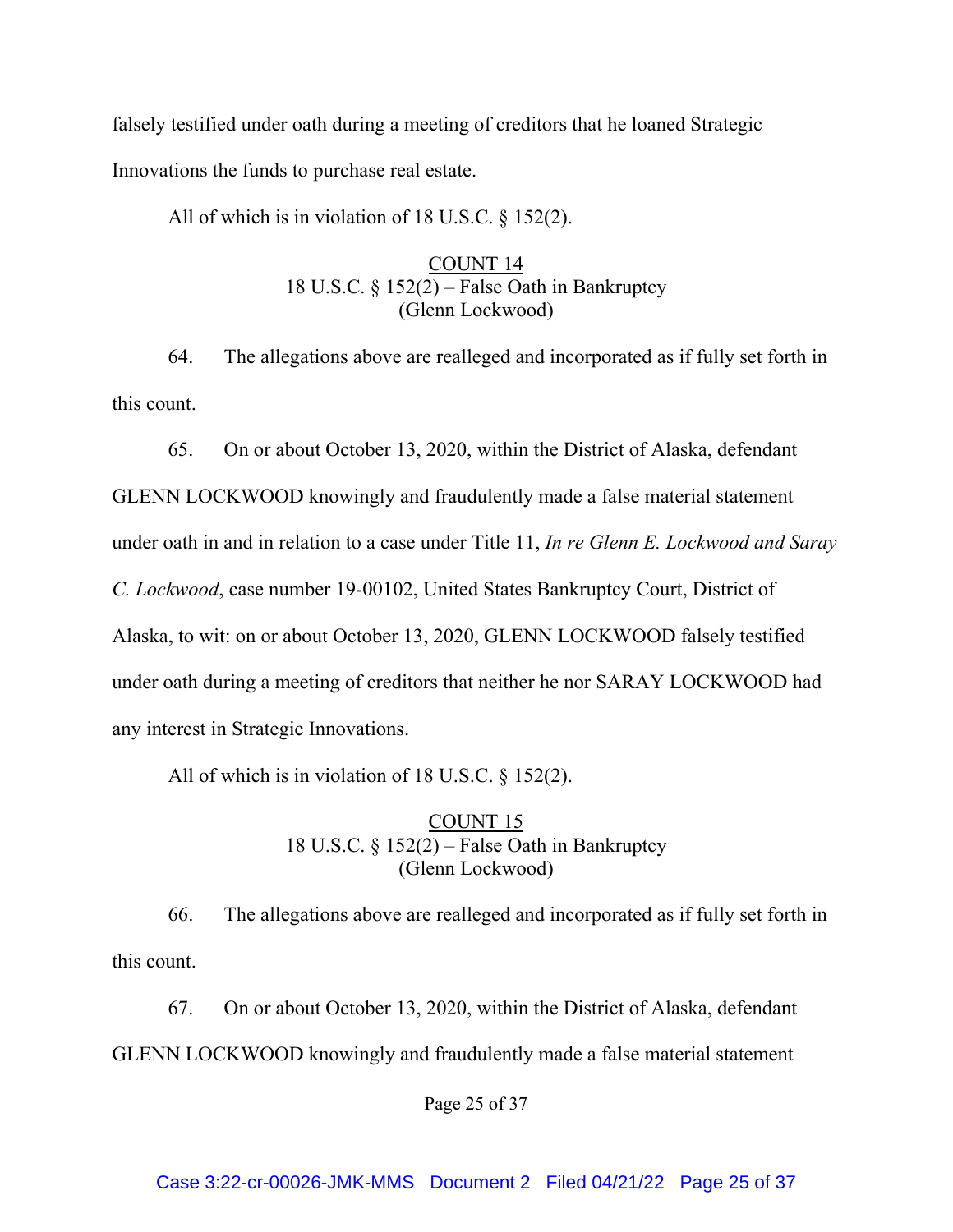falsely testified under oath during a meeting of creditors that he loaned Strategic Innovations the funds to purchase real estate.

All of which is in violation of 18 U.S.C. § 152(2).

<u>COUNT 14</u>
18 U.S.C. § 152(2) – False Oath in Bankruptcy
(Glenn Lockwood)

64. The allegations above are realleged and incorporated as if fully set forth in this count.

65. On or about October 13, 2020, within the District of Alaska, defendant GLENN LOCKWOOD knowingly and fraudulently made a false material statement under oath in and in relation to a case under Title 11, *In re Glenn E. Lockwood and Saray C. Lockwood*, case number 19-00102, United States Bankruptcy Court, District of Alaska, to wit: on or about October 13, 2020, GLENN LOCKWOOD falsely testified under oath during a meeting of creditors that neither he nor SARAY LOCKWOOD had any interest in Strategic Innovations.

All of which is in violation of 18 U.S.C. § 152(2).

<u>COUNT 15</u>
18 U.S.C. § 152(2) – False Oath in Bankruptcy
(Glenn Lockwood)

66. The allegations above are realleged and incorporated as if fully set forth in this count.

67. On or about October 13, 2020, within the District of Alaska, defendant GLENN LOCKWOOD knowingly and fraudulently made a false material statement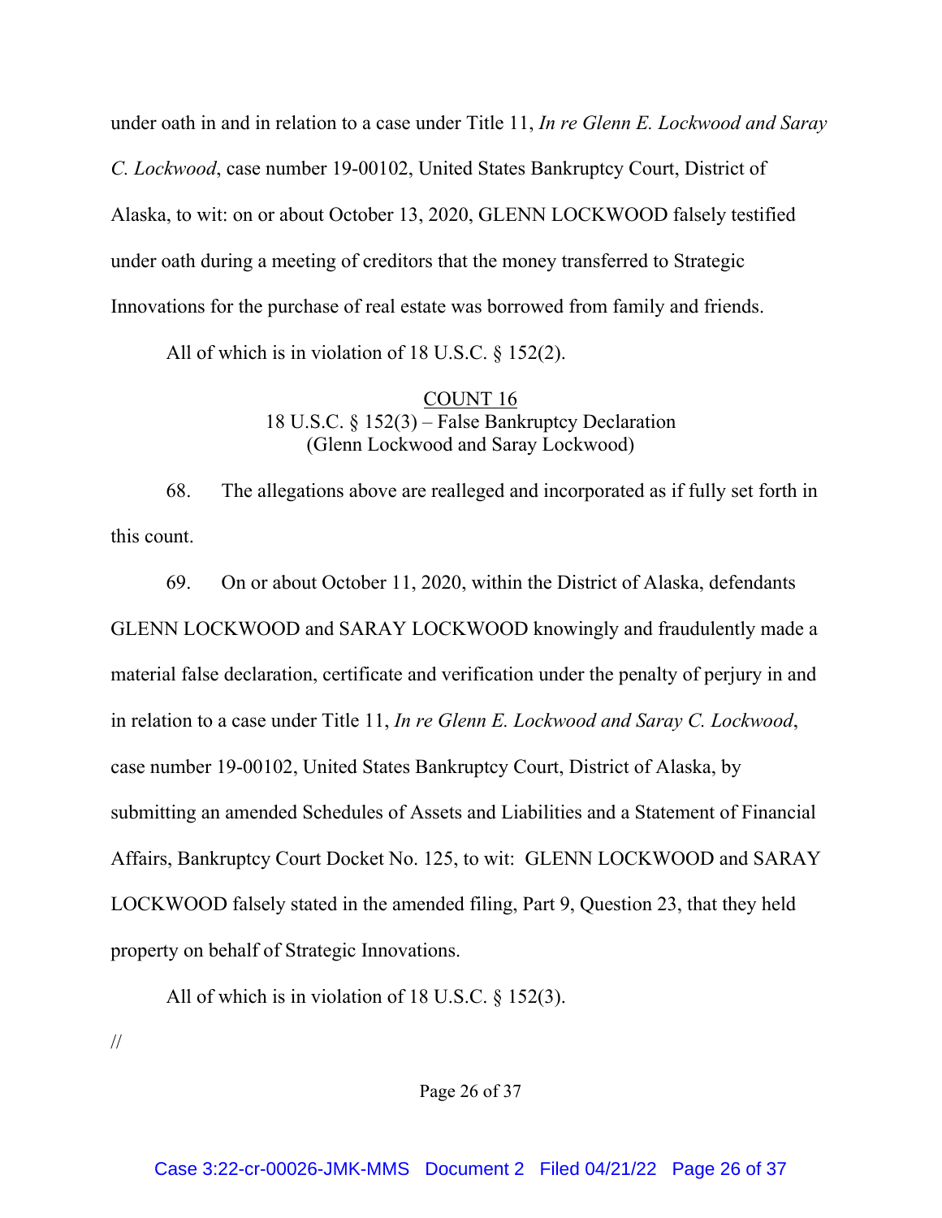under oath in and in relation to a case under Title 11, *In re Glenn E. Lockwood and Saray C. Lockwood*, case number 19-00102, United States Bankruptcy Court, District of Alaska, to wit: on or about October 13, 2020, GLENN LOCKWOOD falsely testified under oath during a meeting of creditors that the money transferred to Strategic Innovations for the purchase of real estate was borrowed from family and friends.

All of which is in violation of 18 U.S.C. § 152(2).

<u>COUNT 16</u>
18 U.S.C. § 152(3) – False Bankruptcy Declaration
(Glenn Lockwood and Saray Lockwood)

68. The allegations above are realleged and incorporated as if fully set forth in this count.

69. On or about October 11, 2020, within the District of Alaska, defendants GLENN LOCKWOOD and SARAY LOCKWOOD knowingly and fraudulently made a material false declaration, certificate and verification under the penalty of perjury in and in relation to a case under Title 11, *In re Glenn E. Lockwood and Saray C. Lockwood*, case number 19-00102, United States Bankruptcy Court, District of Alaska, by submitting an amended Schedules of Assets and Liabilities and a Statement of Financial Affairs, Bankruptcy Court Docket No. 125, to wit: GLENN LOCKWOOD and SARAY LOCKWOOD falsely stated in the amended filing, Part 9, Question 23, that they held property on behalf of Strategic Innovations.

All of which is in violation of 18 U.S.C. § 152(3).

//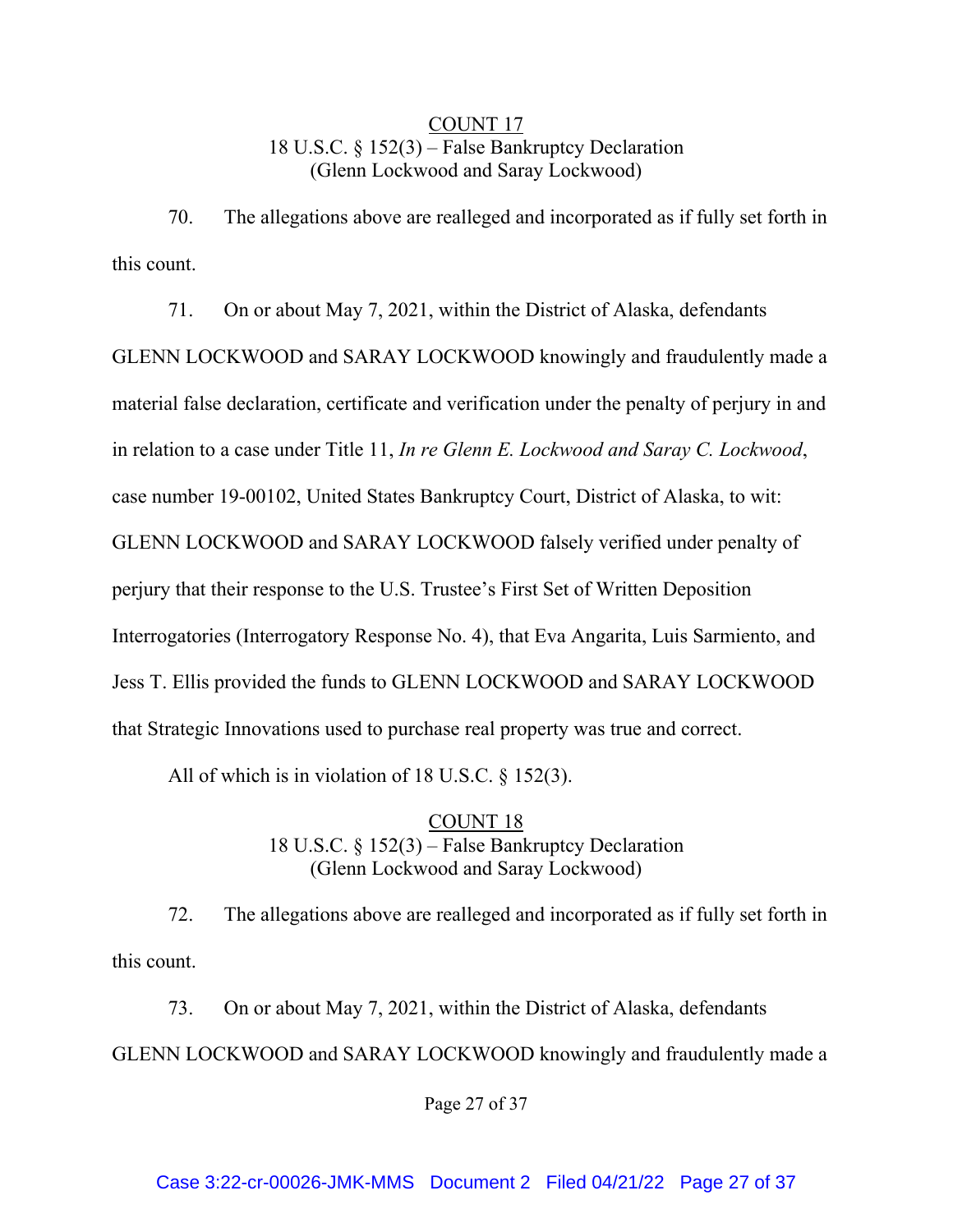<u>COUNT 17</u>
18 U.S.C. § 152(3) – False Bankruptcy Declaration
(Glenn Lockwood and Saray Lockwood)

70. The allegations above are realleged and incorporated as if fully set forth in this count.

71. On or about May 7, 2021, within the District of Alaska, defendants GLENN LOCKWOOD and SARAY LOCKWOOD knowingly and fraudulently made a material false declaration, certificate and verification under the penalty of perjury in and in relation to a case under Title 11, *In re Glenn E. Lockwood and Saray C. Lockwood*, case number 19-00102, United States Bankruptcy Court, District of Alaska, to wit: GLENN LOCKWOOD and SARAY LOCKWOOD falsely verified under penalty of perjury that their response to the U.S. Trustee's First Set of Written Deposition Interrogatories (Interrogatory Response No. 4), that Eva Angarita, Luis Sarmiento, and Jess T. Ellis provided the funds to GLENN LOCKWOOD and SARAY LOCKWOOD that Strategic Innovations used to purchase real property was true and correct.

All of which is in violation of 18 U.S.C. § 152(3).

<u>COUNT 18</u>
18 U.S.C. § 152(3) – False Bankruptcy Declaration
(Glenn Lockwood and Saray Lockwood)

72. The allegations above are realleged and incorporated as if fully set forth in this count.

73. On or about May 7, 2021, within the District of Alaska, defendants GLENN LOCKWOOD and SARAY LOCKWOOD knowingly and fraudulently made a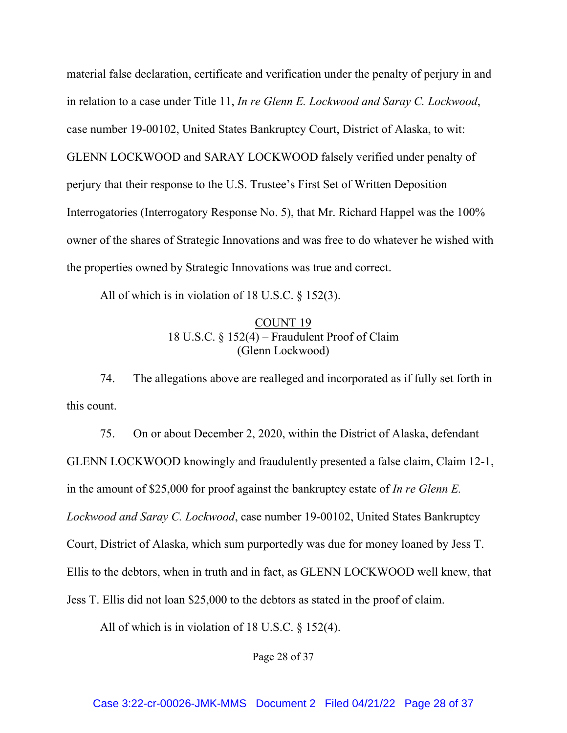material false declaration, certificate and verification under the penalty of perjury in and in relation to a case under Title 11, *In re Glenn E. Lockwood and Saray C. Lockwood*, case number 19-00102, United States Bankruptcy Court, District of Alaska, to wit: GLENN LOCKWOOD and SARAY LOCKWOOD falsely verified under penalty of perjury that their response to the U.S. Trustee's First Set of Written Deposition Interrogatories (Interrogatory Response No. 5), that Mr. Richard Happel was the 100% owner of the shares of Strategic Innovations and was free to do whatever he wished with the properties owned by Strategic Innovations was true and correct.

All of which is in violation of 18 U.S.C. § 152(3).

<u>COUNT 19</u>
18 U.S.C. § 152(4) – Fraudulent Proof of Claim
(Glenn Lockwood)

74. The allegations above are realleged and incorporated as if fully set forth in this count.

75. On or about December 2, 2020, within the District of Alaska, defendant GLENN LOCKWOOD knowingly and fraudulently presented a false claim, Claim 12-1, in the amount of $25,000 for proof against the bankruptcy estate of *In re Glenn E. Lockwood and Saray C. Lockwood*, case number 19-00102, United States Bankruptcy Court, District of Alaska, which sum purportedly was due for money loaned by Jess T. Ellis to the debtors, when in truth and in fact, as GLENN LOCKWOOD well knew, that Jess T. Ellis did not loan $25,000 to the debtors as stated in the proof of claim.

All of which is in violation of 18 U.S.C. § 152(4).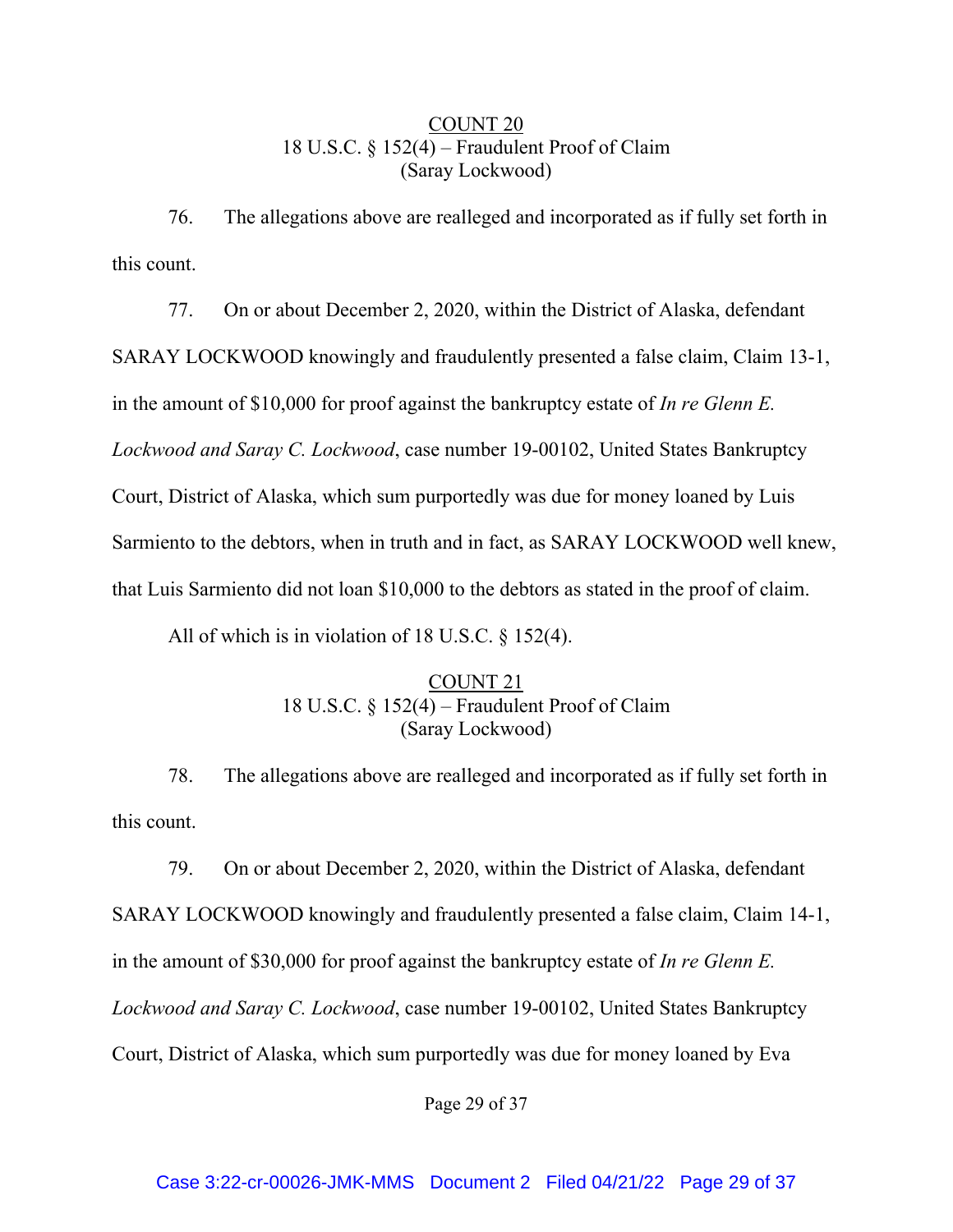<u>COUNT 20</u>
18 U.S.C. § 152(4) – Fraudulent Proof of Claim
(Saray Lockwood)

76. The allegations above are realleged and incorporated as if fully set forth in this count.

77. On or about December 2, 2020, within the District of Alaska, defendant SARAY LOCKWOOD knowingly and fraudulently presented a false claim, Claim 13-1, in the amount of $10,000 for proof against the bankruptcy estate of *In re Glenn E. Lockwood and Saray C. Lockwood*, case number 19-00102, United States Bankruptcy Court, District of Alaska, which sum purportedly was due for money loaned by Luis Sarmiento to the debtors, when in truth and in fact, as SARAY LOCKWOOD well knew, that Luis Sarmiento did not loan $10,000 to the debtors as stated in the proof of claim.

All of which is in violation of 18 U.S.C. § 152(4).

<u>COUNT 21</u>
18 U.S.C. § 152(4) – Fraudulent Proof of Claim
(Saray Lockwood)

78. The allegations above are realleged and incorporated as if fully set forth in this count.

79. On or about December 2, 2020, within the District of Alaska, defendant SARAY LOCKWOOD knowingly and fraudulently presented a false claim, Claim 14-1, in the amount of $30,000 for proof against the bankruptcy estate of *In re Glenn E. Lockwood and Saray C. Lockwood*, case number 19-00102, United States Bankruptcy Court, District of Alaska, which sum purportedly was due for money loaned by Eva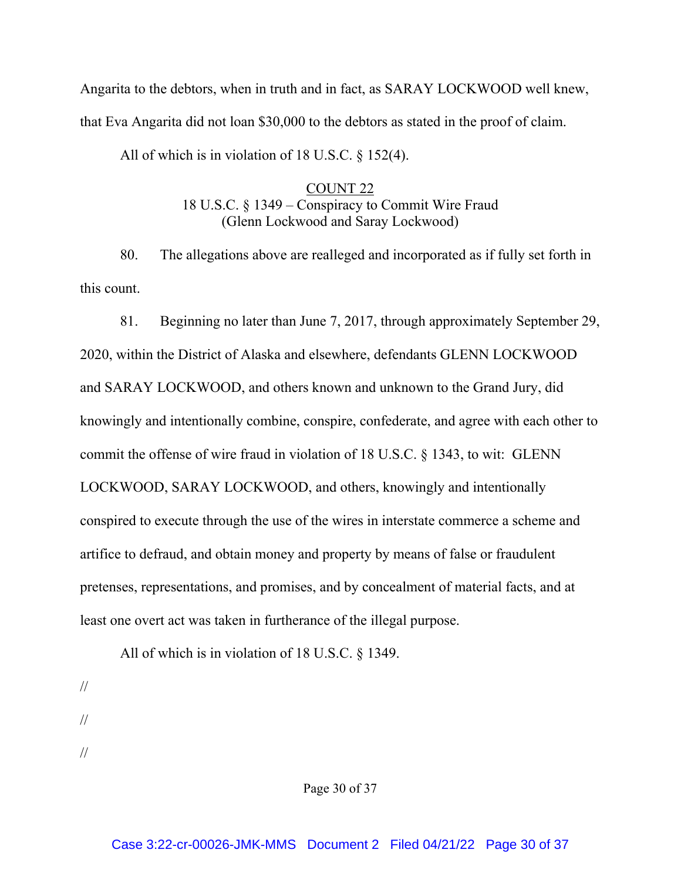Angarita to the debtors, when in truth and in fact, as SARAY LOCKWOOD well knew, that Eva Angarita did not loan $30,000 to the debtors as stated in the proof of claim.

All of which is in violation of 18 U.S.C. § 152(4).

<u>COUNT 22</u>
18 U.S.C. § 1349 – Conspiracy to Commit Wire Fraud
(Glenn Lockwood and Saray Lockwood)

80. The allegations above are realleged and incorporated as if fully set forth in this count.

81. Beginning no later than June 7, 2017, through approximately September 29, 2020, within the District of Alaska and elsewhere, defendants GLENN LOCKWOOD and SARAY LOCKWOOD, and others known and unknown to the Grand Jury, did knowingly and intentionally combine, conspire, confederate, and agree with each other to commit the offense of wire fraud in violation of 18 U.S.C. § 1343, to wit: GLENN LOCKWOOD, SARAY LOCKWOOD, and others, knowingly and intentionally conspired to execute through the use of the wires in interstate commerce a scheme and artifice to defraud, and obtain money and property by means of false or fraudulent pretenses, representations, and promises, and by concealment of material facts, and at least one overt act was taken in furtherance of the illegal purpose.

All of which is in violation of 18 U.S.C. § 1349.

//

//

//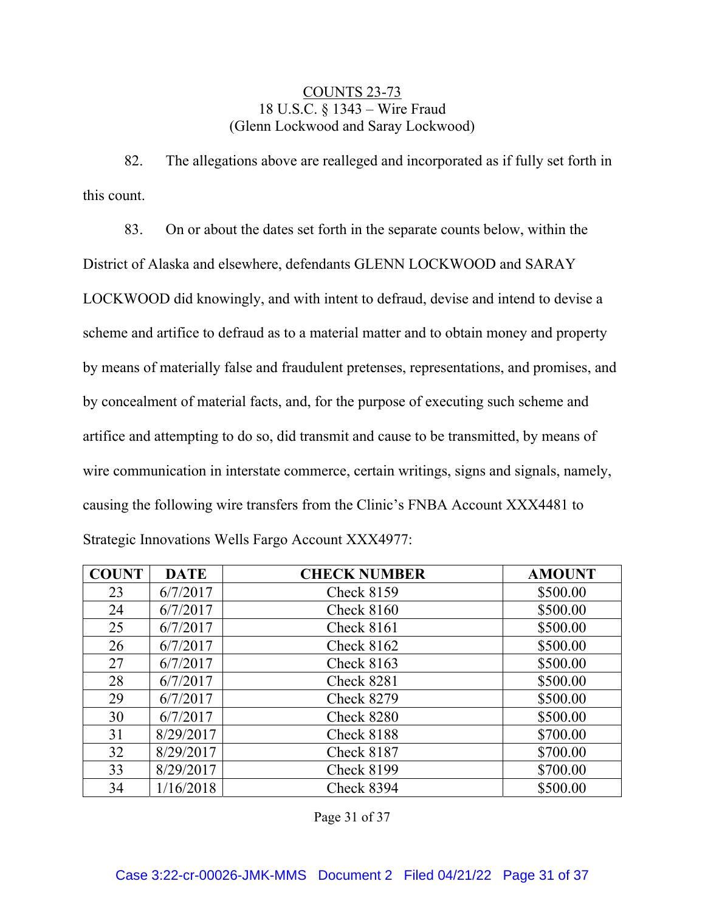<u>COUNTS 23-73</u>
18 U.S.C. § 1343 – Wire Fraud
(Glenn Lockwood and Saray Lockwood)

82. The allegations above are realleged and incorporated as if fully set forth in this count.

83. On or about the dates set forth in the separate counts below, within the District of Alaska and elsewhere, defendants GLENN LOCKWOOD and SARAY LOCKWOOD did knowingly, and with intent to defraud, devise and intend to devise a scheme and artifice to defraud as to a material matter and to obtain money and property by means of materially false and fraudulent pretenses, representations, and promises, and by concealment of material facts, and, for the purpose of executing such scheme and artifice and attempting to do so, did transmit and cause to be transmitted, by means of wire communication in interstate commerce, certain writings, signs and signals, namely, causing the following wire transfers from the Clinic's FNBA Account XXX4481 to Strategic Innovations Wells Fargo Account XXX4977:

| COUNT | DATE | CHECK NUMBER | AMOUNT |
|---|---|---|---|
| 23 | 6/7/2017 | Check 8159 | $500.00 |
| 24 | 6/7/2017 | Check 8160 | $500.00 |
| 25 | 6/7/2017 | Check 8161 | $500.00 |
| 26 | 6/7/2017 | Check 8162 | $500.00 |
| 27 | 6/7/2017 | Check 8163 | $500.00 |
| 28 | 6/7/2017 | Check 8281 | $500.00 |
| 29 | 6/7/2017 | Check 8279 | $500.00 |
| 30 | 6/7/2017 | Check 8280 | $500.00 |
| 31 | 8/29/2017 | Check 8188 | $700.00 |
| 32 | 8/29/2017 | Check 8187 | $700.00 |
| 33 | 8/29/2017 | Check 8199 | $700.00 |
| 34 | 1/16/2018 | Check 8394 | $500.00 |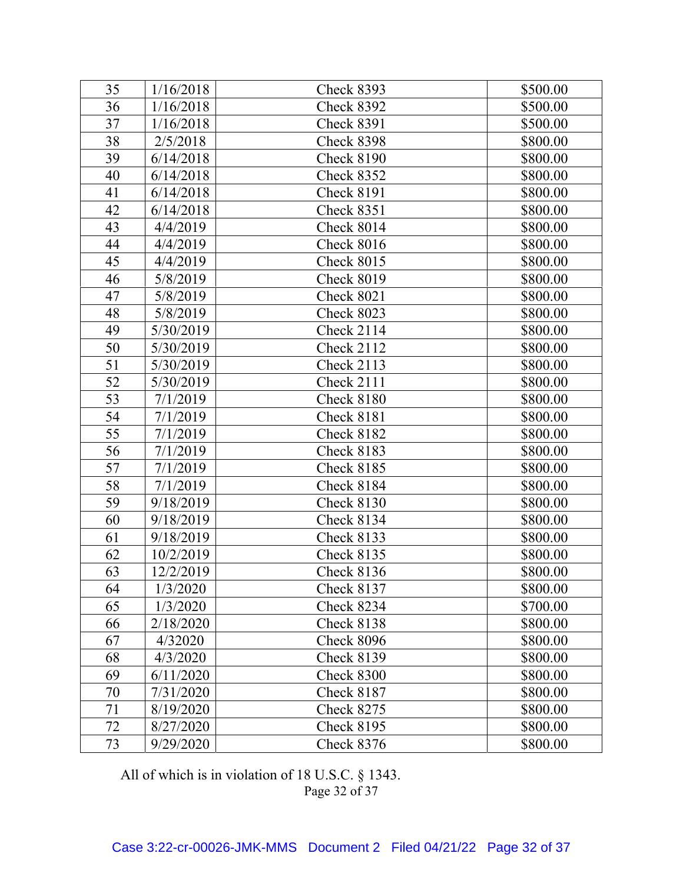| 35 | 1/16/2018 | Check 8393 | $500.00 |
|---|---|---|---|
| 36 | 1/16/2018 | Check 8392 | $500.00 |
| 37 | 1/16/2018 | Check 8391 | $500.00 |
| 38 | 2/5/2018 | Check 8398 | $800.00 |
| 39 | 6/14/2018 | Check 8190 | $800.00 |
| 40 | 6/14/2018 | Check 8352 | $800.00 |
| 41 | 6/14/2018 | Check 8191 | $800.00 |
| 42 | 6/14/2018 | Check 8351 | $800.00 |
| 43 | 4/4/2019 | Check 8014 | $800.00 |
| 44 | 4/4/2019 | Check 8016 | $800.00 |
| 45 | 4/4/2019 | Check 8015 | $800.00 |
| 46 | 5/8/2019 | Check 8019 | $800.00 |
| 47 | 5/8/2019 | Check 8021 | $800.00 |
| 48 | 5/8/2019 | Check 8023 | $800.00 |
| 49 | 5/30/2019 | Check 2114 | $800.00 |
| 50 | 5/30/2019 | Check 2112 | $800.00 |
| 51 | 5/30/2019 | Check 2113 | $800.00 |
| 52 | 5/30/2019 | Check 2111 | $800.00 |
| 53 | 7/1/2019 | Check 8180 | $800.00 |
| 54 | 7/1/2019 | Check 8181 | $800.00 |
| 55 | 7/1/2019 | Check 8182 | $800.00 |
| 56 | 7/1/2019 | Check 8183 | $800.00 |
| 57 | 7/1/2019 | Check 8185 | $800.00 |
| 58 | 7/1/2019 | Check 8184 | $800.00 |
| 59 | 9/18/2019 | Check 8130 | $800.00 |
| 60 | 9/18/2019 | Check 8134 | $800.00 |
| 61 | 9/18/2019 | Check 8133 | $800.00 |
| 62 | 10/2/2019 | Check 8135 | $800.00 |
| 63 | 12/2/2019 | Check 8136 | $800.00 |
| 64 | 1/3/2020 | Check 8137 | $800.00 |
| 65 | 1/3/2020 | Check 8234 | $700.00 |
| 66 | 2/18/2020 | Check 8138 | $800.00 |
| 67 | 4/32020 | Check 8096 | $800.00 |
| 68 | 4/3/2020 | Check 8139 | $800.00 |
| 69 | 6/11/2020 | Check 8300 | $800.00 |
| 70 | 7/31/2020 | Check 8187 | $800.00 |
| 71 | 8/19/2020 | Check 8275 | $800.00 |
| 72 | 8/27/2020 | Check 8195 | $800.00 |
| 73 | 9/29/2020 | Check 8376 | $800.00 |

All of which is in violation of 18 U.S.C. § 1343.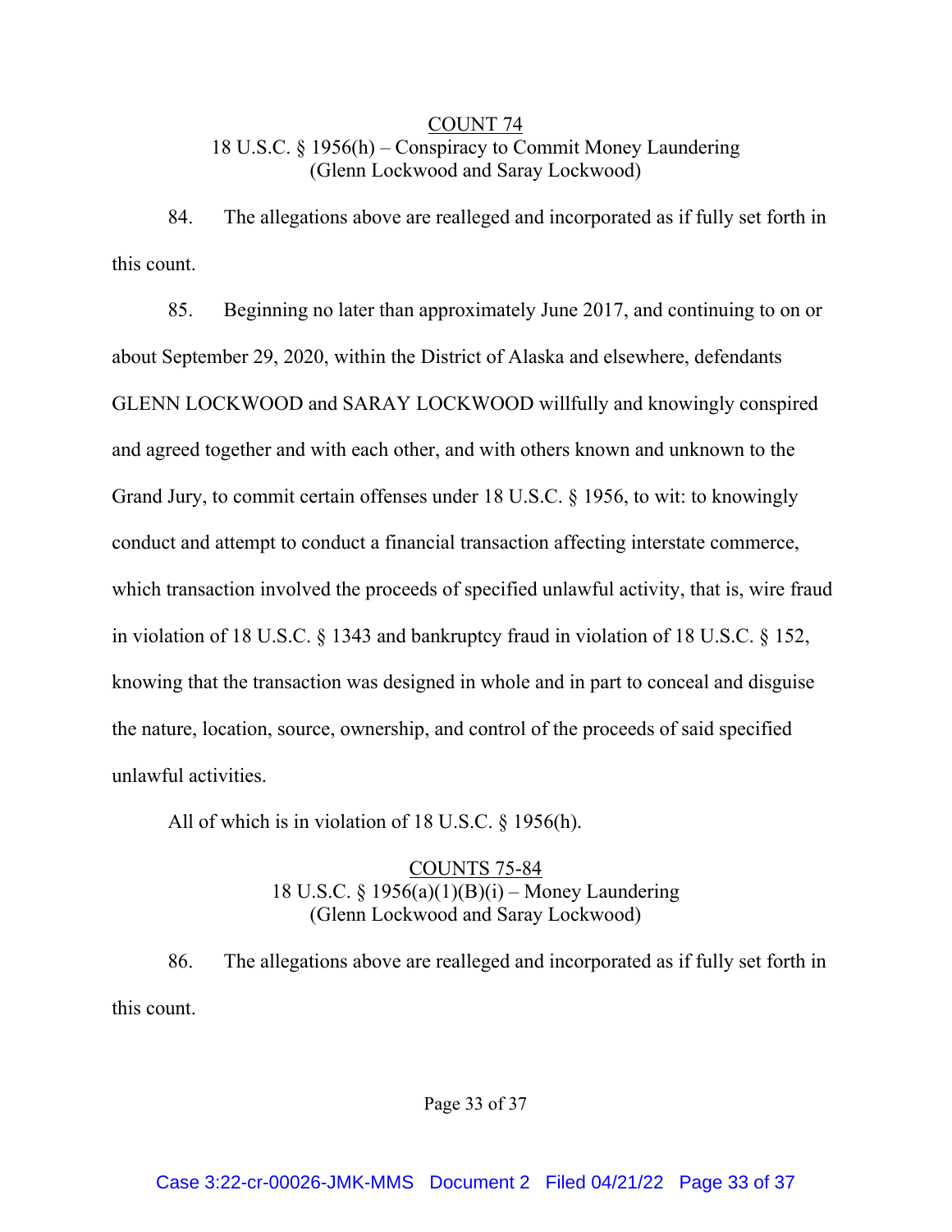<u>COUNT 74</u>
18 U.S.C. § 1956(h) – Conspiracy to Commit Money Laundering
(Glenn Lockwood and Saray Lockwood)

84. The allegations above are realleged and incorporated as if fully set forth in this count.

85. Beginning no later than approximately June 2017, and continuing to on or about September 29, 2020, within the District of Alaska and elsewhere, defendants GLENN LOCKWOOD and SARAY LOCKWOOD willfully and knowingly conspired and agreed together and with each other, and with others known and unknown to the Grand Jury, to commit certain offenses under 18 U.S.C. § 1956, to wit: to knowingly conduct and attempt to conduct a financial transaction affecting interstate commerce, which transaction involved the proceeds of specified unlawful activity, that is, wire fraud in violation of 18 U.S.C. § 1343 and bankruptcy fraud in violation of 18 U.S.C. § 152, knowing that the transaction was designed in whole and in part to conceal and disguise the nature, location, source, ownership, and control of the proceeds of said specified unlawful activities.

All of which is in violation of 18 U.S.C. § 1956(h).

<u>COUNTS 75-84</u>
18 U.S.C. § 1956(a)(1)(B)(i) – Money Laundering
(Glenn Lockwood and Saray Lockwood)

86. The allegations above are realleged and incorporated as if fully set forth in this count.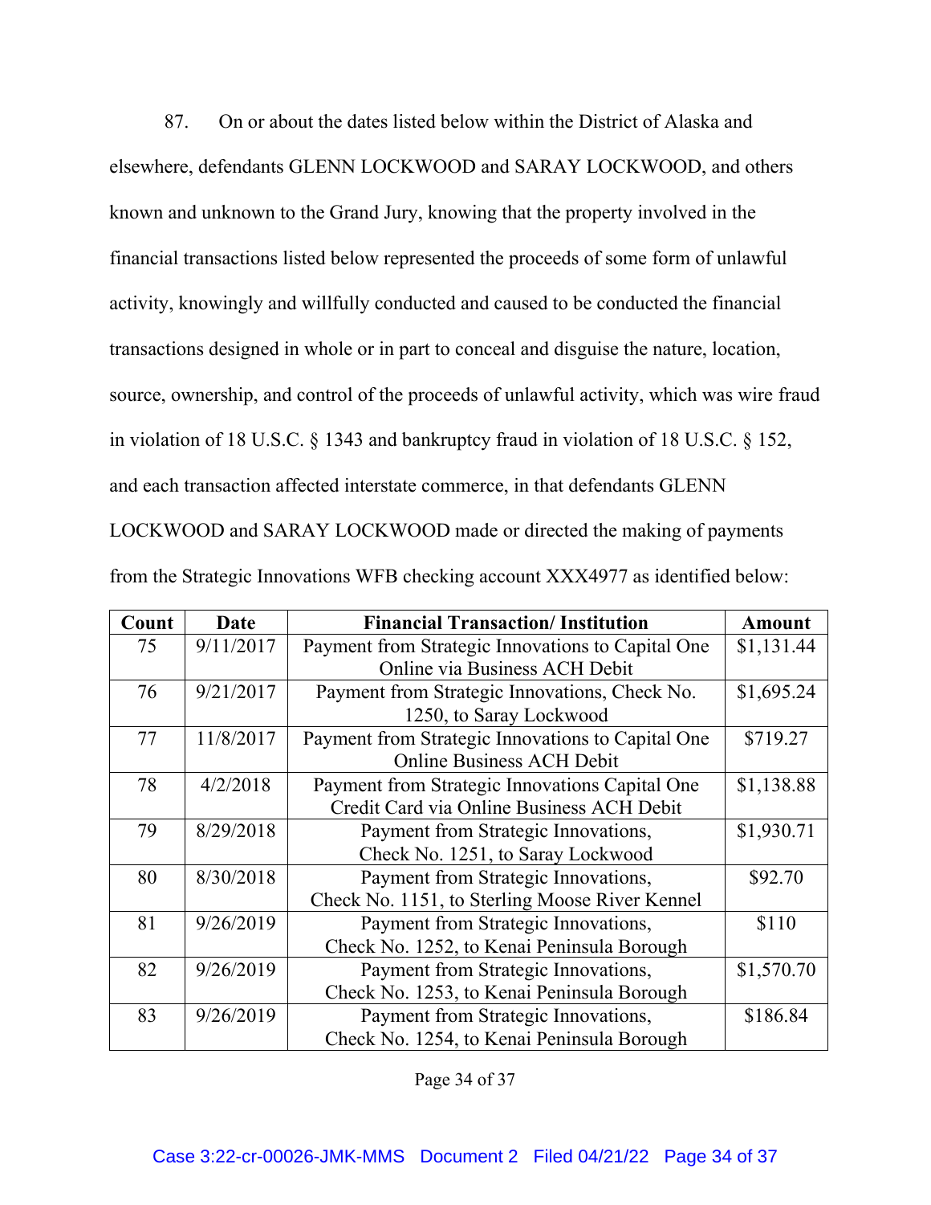87. On or about the dates listed below within the District of Alaska and elsewhere, defendants GLENN LOCKWOOD and SARAY LOCKWOOD, and others known and unknown to the Grand Jury, knowing that the property involved in the financial transactions listed below represented the proceeds of some form of unlawful activity, knowingly and willfully conducted and caused to be conducted the financial transactions designed in whole or in part to conceal and disguise the nature, location, source, ownership, and control of the proceeds of unlawful activity, which was wire fraud in violation of 18 U.S.C. § 1343 and bankruptcy fraud in violation of 18 U.S.C. § 152, and each transaction affected interstate commerce, in that defendants GLENN LOCKWOOD and SARAY LOCKWOOD made or directed the making of payments from the Strategic Innovations WFB checking account XXX4977 as identified below:

| Count | Date | Financial Transaction/ Institution | Amount |
|---|---|---|---|
| 75 | 9/11/2017 | Payment from Strategic Innovations to Capital One Online via Business ACH Debit | $1,131.44 |
| 76 | 9/21/2017 | Payment from Strategic Innovations, Check No. 1250, to Saray Lockwood | $1,695.24 |
| 77 | 11/8/2017 | Payment from Strategic Innovations to Capital One Online Business ACH Debit | $719.27 |
| 78 | 4/2/2018 | Payment from Strategic Innovations Capital One Credit Card via Online Business ACH Debit | $1,138.88 |
| 79 | 8/29/2018 | Payment from Strategic Innovations, Check No. 1251, to Saray Lockwood | $1,930.71 |
| 80 | 8/30/2018 | Payment from Strategic Innovations, Check No. 1151, to Sterling Moose River Kennel | $92.70 |
| 81 | 9/26/2019 | Payment from Strategic Innovations, Check No. 1252, to Kenai Peninsula Borough | $110 |
| 82 | 9/26/2019 | Payment from Strategic Innovations, Check No. 1253, to Kenai Peninsula Borough | $1,570.70 |
| 83 | 9/26/2019 | Payment from Strategic Innovations, Check No. 1254, to Kenai Peninsula Borough | $186.84 |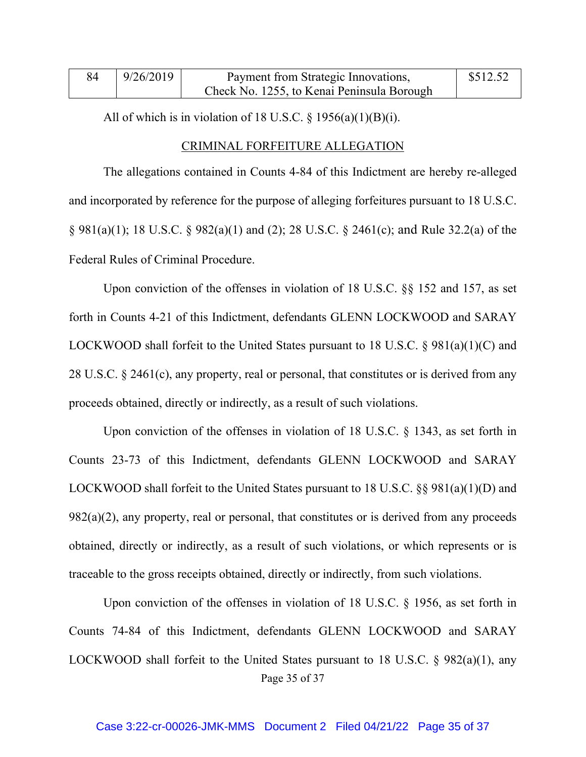| 84 | 9/26/2019 | Payment from Strategic Innovations, Check No. 1255, to Kenai Peninsula Borough | $512.52 |
|---|---|---|---|

All of which is in violation of 18 U.S.C. § 1956(a)(1)(B)(i).

## CRIMINAL FORFEITURE ALLEGATION

The allegations contained in Counts 4-84 of this Indictment are hereby re-alleged and incorporated by reference for the purpose of alleging forfeitures pursuant to 18 U.S.C. § 981(a)(1); 18 U.S.C. § 982(a)(1) and (2); 28 U.S.C. § 2461(c); and Rule 32.2(a) of the Federal Rules of Criminal Procedure.

Upon conviction of the offenses in violation of 18 U.S.C. §§ 152 and 157, as set forth in Counts 4-21 of this Indictment, defendants GLENN LOCKWOOD and SARAY LOCKWOOD shall forfeit to the United States pursuant to 18 U.S.C. § 981(a)(1)(C) and 28 U.S.C. § 2461(c), any property, real or personal, that constitutes or is derived from any proceeds obtained, directly or indirectly, as a result of such violations.

Upon conviction of the offenses in violation of 18 U.S.C. § 1343, as set forth in Counts 23-73 of this Indictment, defendants GLENN LOCKWOOD and SARAY LOCKWOOD shall forfeit to the United States pursuant to 18 U.S.C. §§ 981(a)(1)(D) and 982(a)(2), any property, real or personal, that constitutes or is derived from any proceeds obtained, directly or indirectly, as a result of such violations, or which represents or is traceable to the gross receipts obtained, directly or indirectly, from such violations.

Upon conviction of the offenses in violation of 18 U.S.C. § 1956, as set forth in Counts 74-84 of this Indictment, defendants GLENN LOCKWOOD and SARAY LOCKWOOD shall forfeit to the United States pursuant to 18 U.S.C. § 982(a)(1), any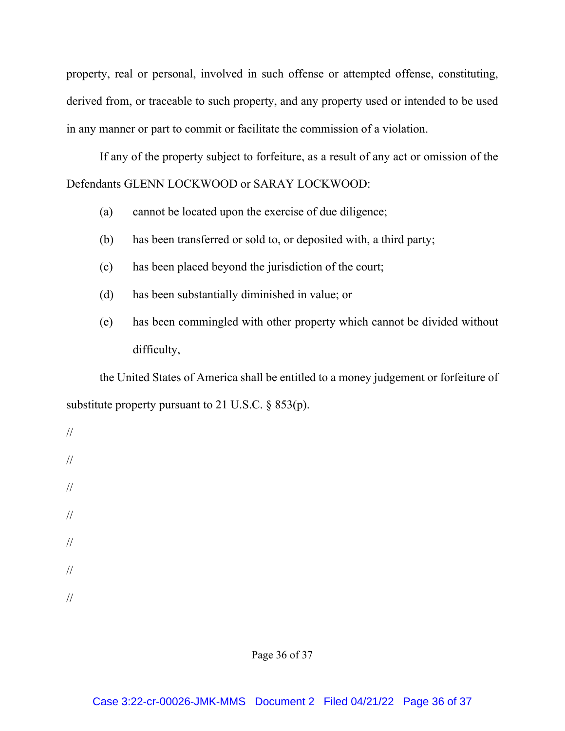property, real or personal, involved in such offense or attempted offense, constituting, derived from, or traceable to such property, and any property used or intended to be used in any manner or part to commit or facilitate the commission of a violation.

If any of the property subject to forfeiture, as a result of any act or omission of the Defendants GLENN LOCKWOOD or SARAY LOCKWOOD:

(a) cannot be located upon the exercise of due diligence;

(b) has been transferred or sold to, or deposited with, a third party;

(c) has been placed beyond the jurisdiction of the court;

(d) has been substantially diminished in value; or

(e) has been commingled with other property which cannot be divided without difficulty,

the United States of America shall be entitled to a money judgement or forfeiture of substitute property pursuant to 21 U.S.C. § 853(p).

//

//

//

//

//

//

//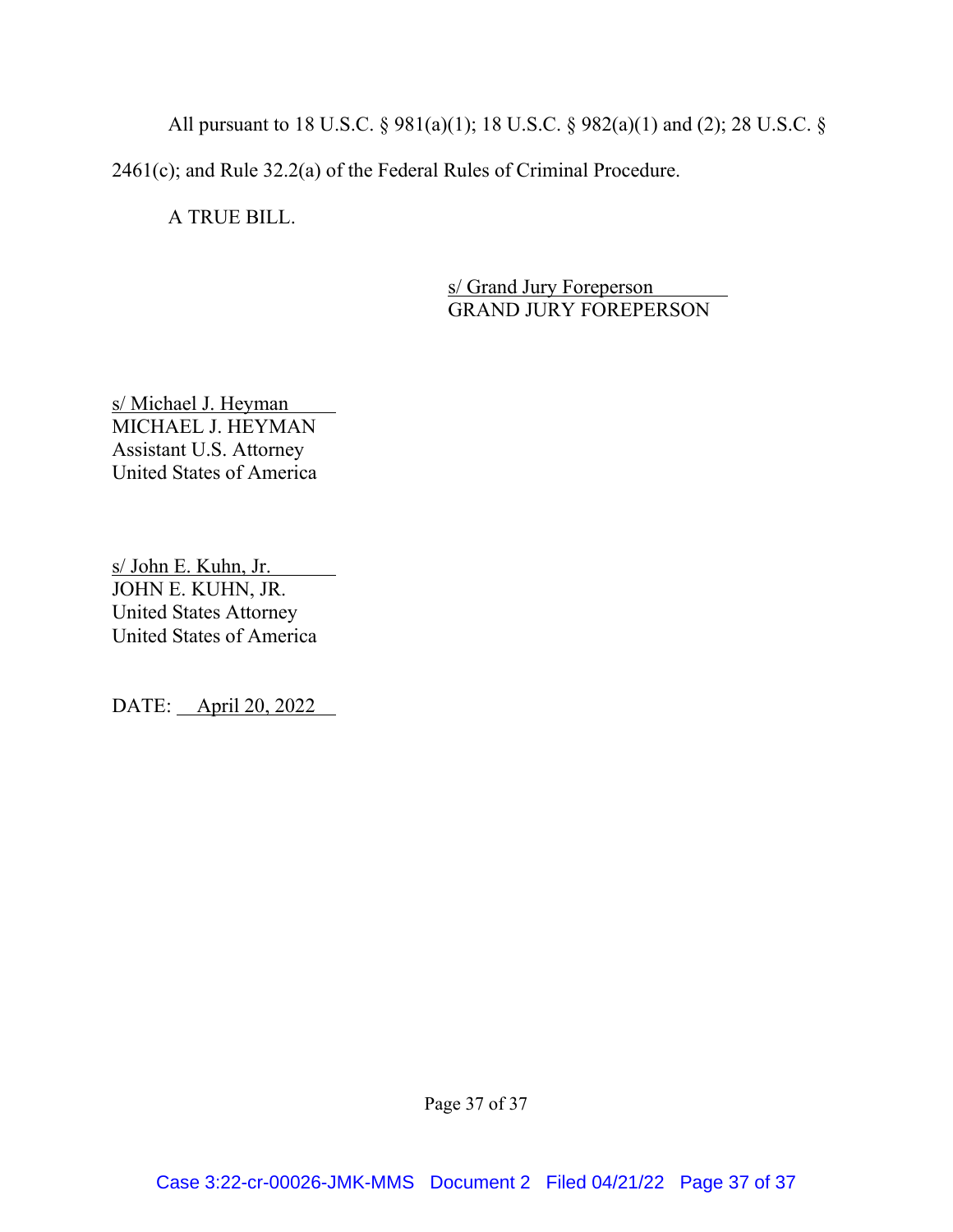All pursuant to 18 U.S.C. § 981(a)(1); 18 U.S.C. § 982(a)(1) and (2); 28 U.S.C. § 2461(c); and Rule 32.2(a) of the Federal Rules of Criminal Procedure.

A TRUE BILL.

s/ Grand Jury Foreperson
GRAND JURY FOREPERSON

s/ Michael J. Heyman
MICHAEL J. HEYMAN
Assistant U.S. Attorney
United States of America

s/ John E. Kuhn, Jr.
JOHN E. KUHN, JR.
United States Attorney
United States of America

DATE: April 20, 2022